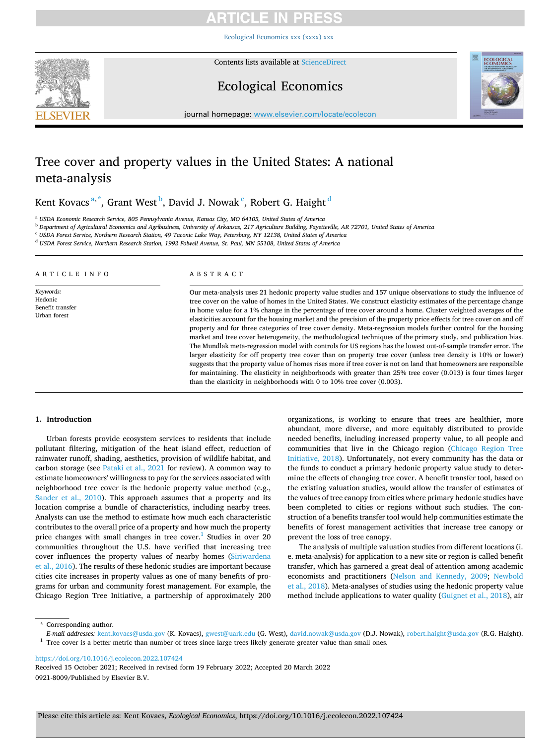# Tree cover and property values in the United States: A national meta-analysis

Kent Kovacs[a,*], Grant West[b], David J. Nowak[c], Robert G. Haight[d]

[a] USDA Economic Research Service, 805 Pennsylvania Avenue, Kansas City, MO 64105, United States of America
[b] Department of Agricultural Economics and Agribusiness, University of Arkansas, 217 Agriculture Building, Fayetteville, AR 72701, United States of America
[c] USDA Forest Service, Northern Research Station, 49 Taconic Lake Way, Petersburg, NY 12138, United States of America
[d] USDA Forest Service, Northern Research Station, 1992 Folwell Avenue, St. Paul, MN 55108, United States of America

## ARTICLE INFO

*Keywords:*
Hedonic
Benefit transfer
Urban forest

## ABSTRACT

Our meta-analysis uses 21 hedonic property value studies and 157 unique observations to study the influence of tree cover on the value of homes in the United States. We construct elasticity estimates of the percentage change in home value for a 1% change in the percentage of tree cover around a home. Cluster weighted averages of the elasticities account for the housing market and the precision of the property price effects for tree cover on and off property and for three categories of tree cover density. Meta-regression models further control for the housing market and tree cover heterogeneity, the methodological techniques of the primary study, and publication bias. The Mundlak meta-regression model with controls for US regions has the lowest out-of-sample transfer error. The larger elasticity for off property tree cover than on property tree cover (unless tree density is 10% or lower) suggests that the property value of homes rises more if tree cover is not on land that homeowners are responsible for maintaining. The elasticity in neighborhoods with greater than 25% tree cover (0.013) is four times larger than the elasticity in neighborhoods with 0 to 10% tree cover (0.003).

## 1. Introduction

Urban forests provide ecosystem services to residents that include pollutant filtering, mitigation of the heat island effect, reduction of rainwater runoff, shading, aesthetics, provision of wildlife habitat, and carbon storage (see Pataki et al., 2021 for review). A common way to estimate homeowners' willingness to pay for the services associated with neighborhood tree cover is the hedonic property value method (e.g., Sander et al., 2010). This approach assumes that a property and its location comprise a bundle of characteristics, including nearby trees. Analysts can use the method to estimate how much each characteristic contributes to the overall price of a property and how much the property price changes with small changes in tree cover.[1] Studies in over 20 communities throughout the U.S. have verified that increasing tree cover influences the property values of nearby homes (Siriwardena et al., 2016). The results of these hedonic studies are important because cities cite increases in property values as one of many benefits of programs for urban and community forest management. For example, the Chicago Region Tree Initiative, a partnership of approximately 200 organizations, is working to ensure that trees are healthier, more abundant, more diverse, and more equitably distributed to provide needed benefits, including increased property value, to all people and communities that live in the Chicago region (Chicago Region Tree Initiative, 2018). Unfortunately, not every community has the data or the funds to conduct a primary hedonic property value study to determine the effects of changing tree cover. A benefit transfer tool, based on the existing valuation studies, would allow the transfer of estimates of the values of tree canopy from cities where primary hedonic studies have been completed to cities or regions without such studies. The construction of a benefits transfer tool would help communities estimate the benefits of forest management activities that increase tree canopy or prevent the loss of tree canopy.

The analysis of multiple valuation studies from different locations (i.e. meta-analysis) for application to a new site or region is called benefit transfer, which has garnered a great deal of attention among academic economists and practitioners (Nelson and Kennedy, 2009; Newbold et al., 2018). Meta-analyses of studies using the hedonic property value method include applications to water quality (Guignet et al., 2018), air

\* Corresponding author.
*E-mail addresses:* kent.kovacs@usda.gov (K. Kovacs), gwest@uark.edu (G. West), david.nowak@usda.gov (D.J. Nowak), robert.haight@usda.gov (R.G. Haight).

[1] Tree cover is a better metric than number of trees since large trees likely generate greater value than small ones.

https://doi.org/10.1016/j.ecolecon.2022.107424
Received 15 October 2021; Received in revised form 19 February 2022; Accepted 20 March 2022
0921-8009/Published by Elsevier B.V.

Please cite this article as: Kent Kovacs, *Ecological Economics*, https://doi.org/10.1016/j.ecolecon.2022.107424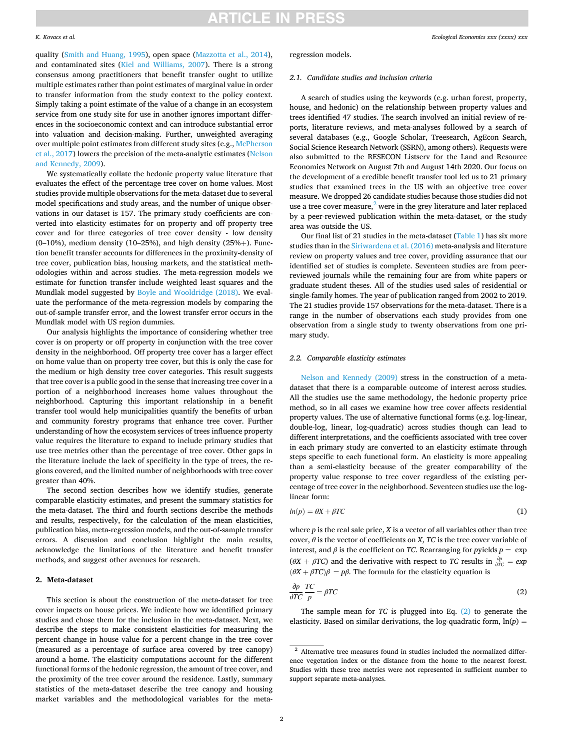quality (Smith and Huang, 1995), open space (Mazzotta et al., 2014), and contaminated sites (Kiel and Williams, 2007). There is a strong consensus among practitioners that benefit transfer ought to utilize multiple estimates rather than point estimates of marginal value in order to transfer information from the study context to the policy context. Simply taking a point estimate of the value of a change in an ecosystem service from one study site for use in another ignores important differences in the socioeconomic context and can introduce substantial error into valuation and decision-making. Further, unweighted averaging over multiple point estimates from different study sites (e.g., McPherson et al., 2017) lowers the precision of the meta-analytic estimates (Nelson and Kennedy, 2009).

We systematically collate the hedonic property value literature that evaluates the effect of the percentage tree cover on home values. Most studies provide multiple observations for the meta-dataset due to several model specifications and study areas, and the number of unique observations in our dataset is 157. The primary study coefficients are converted into elasticity estimates for on property and off property tree cover and for three categories of tree cover density - low density (0–10%), medium density (10–25%), and high density (25%+). Function benefit transfer accounts for differences in the proximity-density of tree cover, publication bias, housing markets, and the statistical methodologies within and across studies. The meta-regression models we estimate for function transfer include weighted least squares and the Mundlak model suggested by Boyle and Wooldridge (2018). We evaluate the performance of the meta-regression models by comparing the out-of-sample transfer error, and the lowest transfer error occurs in the Mundlak model with US region dummies.

Our analysis highlights the importance of considering whether tree cover is on property or off property in conjunction with the tree cover density in the neighborhood. Off property tree cover has a larger effect on home value than on property tree cover, but this is only the case for the medium or high density tree cover categories. This result suggests that tree cover is a public good in the sense that increasing tree cover in a portion of a neighborhood increases home values throughout the neighborhood. Capturing this important relationship in a benefit transfer tool would help municipalities quantify the benefits of urban and community forestry programs that enhance tree cover. Further understanding of how the ecosystem services of trees influence property value requires the literature to expand to include primary studies that use tree metrics other than the percentage of tree cover. Other gaps in the literature include the lack of specificity in the type of trees, the regions covered, and the limited number of neighborhoods with tree cover greater than 40%.

The second section describes how we identify studies, generate comparable elasticity estimates, and present the summary statistics for the meta-dataset. The third and fourth sections describe the methods and results, respectively, for the calculation of the mean elasticities, publication bias, meta-regression models, and the out-of-sample transfer errors. A discussion and conclusion highlight the main results, acknowledge the limitations of the literature and benefit transfer methods, and suggest other avenues for research.

## 2. Meta-dataset

This section is about the construction of the meta-dataset for tree cover impacts on house prices. We indicate how we identified primary studies and chose them for the inclusion in the meta-dataset. Next, we describe the steps to make consistent elasticities for measuring the percent change in house value for a percent change in the tree cover (measured as a percentage of surface area covered by tree canopy) around a home. The elasticity computations account for the different functional forms of the hedonic regression, the amount of tree cover, and the proximity of the tree cover around the residence. Lastly, summary statistics of the meta-dataset describe the tree canopy and housing market variables and the methodological variables for the meta-regression models.

### 2.1. Candidate studies and inclusion criteria

A search of studies using the keywords (e.g. urban forest, property, house, and hedonic) on the relationship between property values and trees identified 47 studies. The search involved an initial review of reports, literature reviews, and meta-analyses followed by a search of several databases (e.g., Google Scholar, Treesearch, AgEcon Search, Social Science Research Network (SSRN), among others). Requests were also submitted to the RESECON Listserv for the Land and Resource Economics Network on August 7th and August 14th 2020. Our focus on the development of a credible benefit transfer tool led us to 21 primary studies that examined trees in the US with an objective tree cover measure. We dropped 26 candidate studies because those studies did not use a tree cover measure,[2] were in the grey literature and later replaced by a peer-reviewed publication within the meta-dataset, or the study area was outside the US.

Our final list of 21 studies in the meta-dataset (Table 1) has six more studies than in the Siriwardena et al. (2016) meta-analysis and literature review on property values and tree cover, providing assurance that our identified set of studies is complete. Seventeen studies are from peer-reviewed journals while the remaining four are from white papers or graduate student theses. All of the studies used sales of residential or single-family homes. The year of publication ranged from 2002 to 2019. The 21 studies provide 157 observations for the meta-dataset. There is a range in the number of observations each study provides from one observation from a single study to twenty observations from one primary study.

### 2.2. Comparable elasticity estimates

Nelson and Kennedy (2009) stress in the construction of a meta-dataset that there is a comparable outcome of interest across studies. All the studies use the same methodology, the hedonic property price method, so in all cases we examine how tree cover affects residential property values. The use of alternative functional forms (e.g. log-linear, double-log, linear, log-quadratic) across studies though can lead to different interpretations, and the coefficients associated with tree cover in each primary study are converted to an elasticity estimate through steps specific to each functional form. An elasticity is more appealing than a semi-elasticity because of the greater comparability of the property value response to tree cover regardless of the existing percentage of tree cover in the neighborhood. Seventeen studies use the log-linear form:

$$ln(p) = \theta X + \beta TC \tag{1}$$

where $p$ is the real sale price, $X$ is a vector of all variables other than tree cover, $\theta$ is the vector of coefficients on $X$, $TC$ is the tree cover variable of interest, and $\beta$ is the coefficient on $TC$. Rearranging for $p$ yields $p = \exp(\theta X + \beta TC)$ and the derivative with respect to $TC$ results in $\frac{\partial p}{\partial TC} = exp(\theta X + \beta TC)\beta = p\beta$. The formula for the elasticity equation is

$$\frac{\partial p}{\partial TC}\frac{TC}{p} = \beta TC \tag{2}$$

The sample mean for $TC$ is plugged into Eq. (2) to generate the elasticity. Based on similar derivations, the log-quadratic form, ln($p$) =

[2] Alternative tree measures found in studies included the normalized difference vegetation index or the distance from the home to the nearest forest. Studies with these tree metrics were not represented in sufficient number to support separate meta-analyses.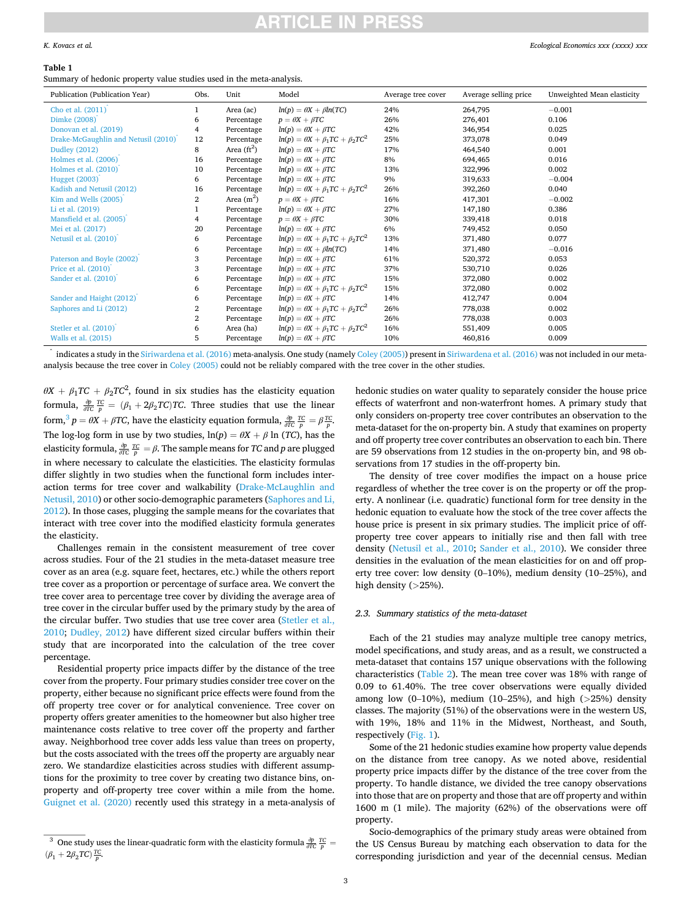**Table 1**

Summary of hedonic property value studies used in the meta-analysis.

| Publication (Publication Year) | Obs. | Unit | Model | Average tree cover | Average selling price | Unweighted Mean elasticity |
|---|---|---|---|---|---|---|
| Cho et al. (2011)* | 1 | Area (ac) | $ln(p) = \theta X + \beta ln(TC)$ | 24% | 264,795 | −0.001 |
| Dimke (2008)* | 6 | Percentage | $p = \theta X + \beta TC$ | 26% | 276,401 | 0.106 |
| Donovan et al. (2019) | 4 | Percentage | $ln(p) = \theta X + \beta TC$ | 42% | 346,954 | 0.025 |
| Drake-McGaughlin and Netusil (2010)* | 12 | Percentage | $ln(p) = \theta X + \beta_1 TC + \beta_2 TC^2$ | 25% | 373,078 | 0.049 |
| Dudley (2012) | 8 | Area (ft$^2$) | $ln(p) = \theta X + \beta TC$ | 17% | 464,540 | 0.001 |
| Holmes et al. (2006)* | 16 | Percentage | $ln(p) = \theta X + \beta TC$ | 8% | 694,465 | 0.016 |
| Holmes et al. (2010)* | 10 | Percentage | $ln(p) = \theta X + \beta TC$ | 13% | 322,996 | 0.002 |
| Hugget (2003)* | 6 | Percentage | $ln(p) = \theta X + \beta TC$ | 9% | 319,633 | −0.004 |
| Kadish and Netusil (2012) | 16 | Percentage | $ln(p) = \theta X + \beta_1 TC + \beta_2 TC^2$ | 26% | 392,260 | 0.040 |
| Kim and Wells (2005)* | 2 | Area (m$^2$) | $p = \theta X + \beta TC$ | 16% | 417,301 | −0.002 |
| Li et al. (2019) | 1 | Percentage | $ln(p) = \theta X + \beta TC$ | 27% | 147,180 | 0.386 |
| Mansfield et al. (2005)* | 4 | Percentage | $p = \theta X + \beta TC$ | 30% | 339,418 | 0.018 |
| Mei et al. (2017) | 20 | Percentage | $ln(p) = \theta X + \beta TC$ | 6% | 749,452 | 0.050 |
| Netusil et al. (2010)* | 6 | Percentage | $ln(p) = \theta X + \beta_1 TC + \beta_2 TC^2$ | 13% | 371,480 | 0.077 |
| | 6 | Percentage | $ln(p) = \theta X + \beta ln(TC)$ | 14% | 371,480 | −0.016 |
| Paterson and Boyle (2002)* | 3 | Percentage | $ln(p) = \theta X + \beta TC$ | 61% | 520,372 | 0.053 |
| Price et al. (2010)* | 3 | Percentage | $ln(p) = \theta X + \beta TC$ | 37% | 530,710 | 0.026 |
| Sander et al. (2010)* | 6 | Percentage | $ln(p) = \theta X + \beta TC$ | 15% | 372,080 | 0.002 |
| | 6 | Percentage | $ln(p) = \theta X + \beta_1 TC + \beta_2 TC^2$ | 15% | 372,080 | 0.002 |
| Sander and Haight (2012)* | 6 | Percentage | $ln(p) = \theta X + \beta TC$ | 14% | 412,747 | 0.004 |
| Saphores and Li (2012) | 2 | Percentage | $ln(p) = \theta X + \beta_1 TC + \beta_2 TC^2$ | 26% | 778,038 | 0.002 |
| | 2 | Percentage | $ln(p) = \theta X + \beta TC$ | 26% | 778,038 | 0.003 |
| Stetler et al. (2010)* | 6 | Area (ha) | $ln(p) = \theta X + \beta_1 TC + \beta_2 TC^2$ | 16% | 551,409 | 0.005 |
| Walls et al. (2015) | 5 | Percentage | $ln(p) = \theta X + \beta TC$ | 10% | 460,816 | 0.009 |

\* indicates a study in the Siriwardena et al. (2016) meta-analysis. One study (namely Coley (2005)) present in Siriwardena et al. (2016) was not included in our meta-analysis because the tree cover in Coley (2005) could not be reliably compared with the tree cover in the other studies.

$\theta X + \beta_1 TC + \beta_2 TC^2$, found in six studies has the elasticity equation formula, $\frac{\partial p}{\partial TC}\frac{TC}{p} = (\beta_1 + 2\beta_2 TC)TC$. Three studies that use the linear form,[3] $p = \theta X + \beta TC$, have the elasticity equation formula, $\frac{\partial p}{\partial TC}\frac{TC}{p} = \beta\frac{TC}{p}$. The log-log form in use by two studies, $\ln(p) = \theta X + \beta \ln(TC)$, has the elasticity formula, $\frac{\partial p}{\partial TC}\frac{TC}{p} = \beta$. The sample means for $TC$ and $p$ are plugged in where necessary to calculate the elasticities. The elasticity formulas differ slightly in two studies when the functional form includes interaction terms for tree cover and walkability (Drake-McLaughlin and Netusil, 2010) or other socio-demographic parameters (Saphores and Li, 2012). In those cases, plugging the sample means for the covariates that interact with tree cover into the modified elasticity formula generates the elasticity.

Challenges remain in the consistent measurement of tree cover across studies. Four of the 21 studies in the meta-dataset measure tree cover as an area (e.g. square feet, hectares, etc.) while the others report tree cover as a proportion or percentage of surface area. We convert the tree cover area to percentage tree cover by dividing the average area of tree cover in the circular buffer used by the primary study by the area of the circular buffer. Two studies that use tree cover area (Stetler et al., 2010; Dudley, 2012) have different sized circular buffers within their study that are incorporated into the calculation of the tree cover percentage.

Residential property price impacts differ by the distance of the tree cover from the property. Four primary studies consider tree cover on the property, either because no significant price effects were found from the off property tree cover or for analytical convenience. Tree cover on property offers greater amenities to the homeowner but also higher tree maintenance costs relative to tree cover off the property and farther away. Neighborhood tree cover adds less value than trees on property, but the costs associated with the trees off the property are arguably near zero. We standardize elasticities across studies with different assumptions for the proximity to tree cover by creating two distance bins, on-property and off-property tree cover within a mile from the home. Guignet et al. (2020) recently used this strategy in a meta-analysis of hedonic studies on water quality to separately consider the house price effects of waterfront and non-waterfront homes. A primary study that only considers on-property tree cover contributes an observation to the meta-dataset for the on-property bin. A study that examines on property and off property tree cover contributes an observation to each bin. There are 59 observations from 12 studies in the on-property bin, and 98 observations from 17 studies in the off-property bin.

The density of tree cover modifies the impact on a house price regardless of whether the tree cover is on the property or off the property. A nonlinear (i.e. quadratic) functional form for tree density in the hedonic equation to evaluate how the stock of the tree cover affects the house price is present in six primary studies. The implicit price of off-property tree cover appears to initially rise and then fall with tree density (Netusil et al., 2010; Sander et al., 2010). We consider three densities in the evaluation of the mean elasticities for on and off property tree cover: low density (0–10%), medium density (10–25%), and high density (>25%).

### 2.3. Summary statistics of the meta-dataset

Each of the 21 studies may analyze multiple tree canopy metrics, model specifications, and study areas, and as a result, we constructed a meta-dataset that contains 157 unique observations with the following characteristics (Table 2). The mean tree cover was 18% with range of 0.09 to 61.40%. The tree cover observations were equally divided among low (0–10%), medium (10–25%), and high (>25%) density classes. The majority (51%) of the observations were in the western US, with 19%, 18% and 11% in the Midwest, Northeast, and South, respectively (Fig. 1).

Some of the 21 hedonic studies examine how property value depends on the distance from tree canopy. As we noted above, residential property price impacts differ by the distance of the tree cover from the property. To handle distance, we divided the tree canopy observations into those that are on property and those that are off property and within 1600 m (1 mile). The majority (62%) of the observations were off property.

Socio-demographics of the primary study areas were obtained from the US Census Bureau by matching each observation to data for the corresponding jurisdiction and year of the decennial census. Median

[3] One study uses the linear-quadratic form with the elasticity formula $\frac{\partial p}{\partial TC}\frac{TC}{p} = (\beta_1 + 2\beta_2 TC)\frac{TC}{p}$.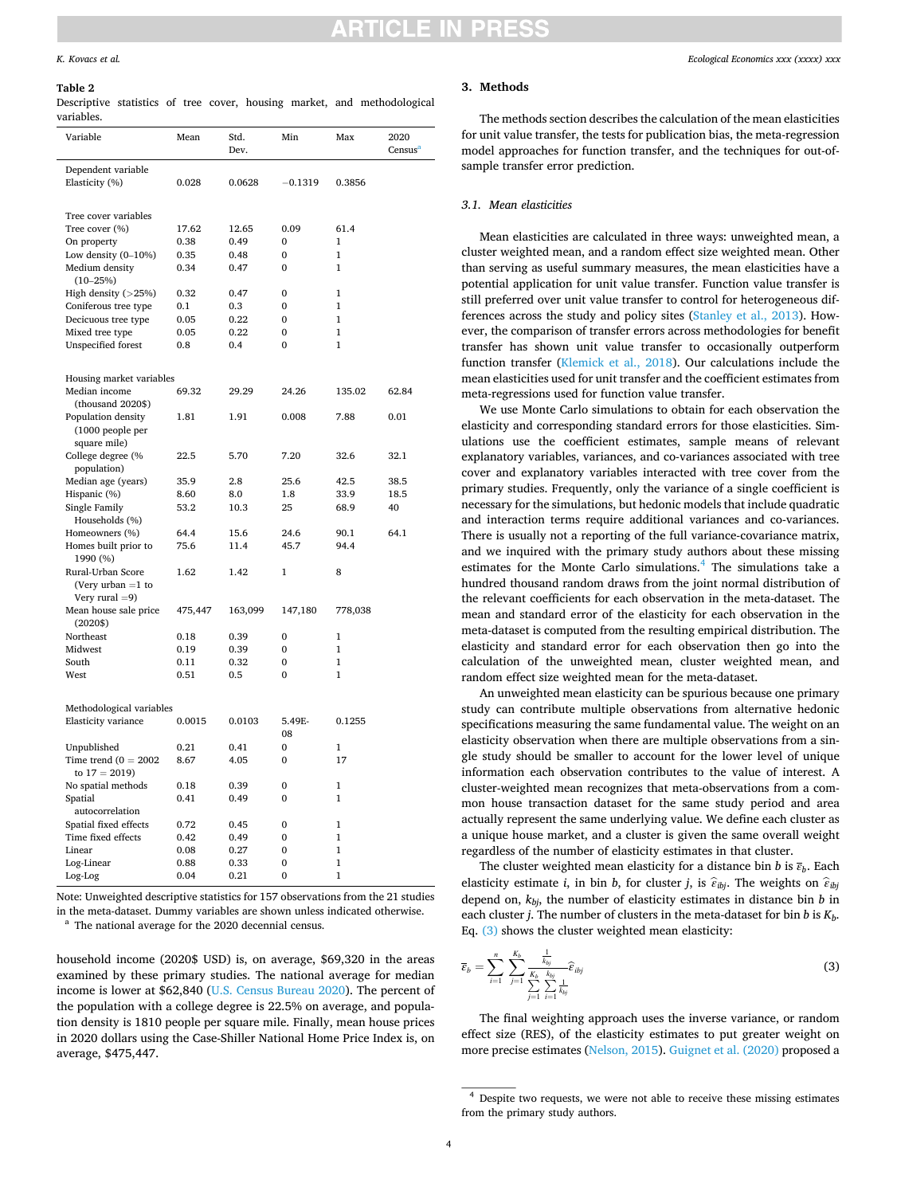**Table 2**
Descriptive statistics of tree cover, housing market, and methodological variables.

| Variable | Mean | Std. Dev. | Min | Max | 2020 Census[a] |
|---|---|---|---|---|---|
| Dependent variable | | | | | |
| Elasticity (%) | 0.028 | 0.0628 | −0.1319 | 0.3856 | |
| Tree cover variables | | | | | |
| Tree cover (%) | 17.62 | 12.65 | 0.09 | 61.4 | |
| On property | 0.38 | 0.49 | 0 | 1 | |
| Low density (0–10%) | 0.35 | 0.48 | 0 | 1 | |
| Medium density (10–25%) | 0.34 | 0.47 | 0 | 1 | |
| High density (>25%) | 0.32 | 0.47 | 0 | 1 | |
| Coniferous tree type | 0.1 | 0.3 | 0 | 1 | |
| Decicuous tree type | 0.05 | 0.22 | 0 | 1 | |
| Mixed tree type | 0.05 | 0.22 | 0 | 1 | |
| Unspecified forest | 0.8 | 0.4 | 0 | 1 | |
| Housing market variables | | | | | |
| Median income (thousand 2020$) | 69.32 | 29.29 | 24.26 | 135.02 | 62.84 |
| Population density (1000 people per square mile) | 1.81 | 1.91 | 0.008 | 7.88 | 0.01 |
| College degree (% population) | 22.5 | 5.70 | 7.20 | 32.6 | 32.1 |
| Median age (years) | 35.9 | 2.8 | 25.6 | 42.5 | 38.5 |
| Hispanic (%) | 8.60 | 8.0 | 1.8 | 33.9 | 18.5 |
| Single Family Households (%) | 53.2 | 10.3 | 25 | 68.9 | 40 |
| Homeowners (%) | 64.4 | 15.6 | 24.6 | 90.1 | 64.1 |
| Homes built prior to 1990 (%) | 75.6 | 11.4 | 45.7 | 94.4 | |
| Rural-Urban Score (Very urban =1 to Very rural =9) | 1.62 | 1.42 | 1 | 8 | |
| Mean house sale price (2020$) | 475,447 | 163,099 | 147,180 | 778,038 | |
| Northeast | 0.18 | 0.39 | 0 | 1 | |
| Midwest | 0.19 | 0.39 | 0 | 1 | |
| South | 0.11 | 0.32 | 0 | 1 | |
| West | 0.51 | 0.5 | 0 | 1 | |
| Methodological variables | | | | | |
| Elasticity variance | 0.0015 | 0.0103 | 5.49E-08 | 0.1255 | |
| Unpublished | 0.21 | 0.41 | 0 | 1 | |
| Time trend (0 = 2002 to 17 = 2019) | 8.67 | 4.05 | 0 | 17 | |
| No spatial methods | 0.18 | 0.39 | 0 | 1 | |
| Spatial autocorrelation | 0.41 | 0.49 | 0 | 1 | |
| Spatial fixed effects | 0.72 | 0.45 | 0 | 1 | |
| Time fixed effects | 0.42 | 0.49 | 0 | 1 | |
| Linear | 0.08 | 0.27 | 0 | 1 | |
| Log-Linear | 0.88 | 0.33 | 0 | 1 | |
| Log-Log | 0.04 | 0.21 | 0 | 1 | |

Note: Unweighted descriptive statistics for 157 observations from the 21 studies in the meta-dataset. Dummy variables are shown unless indicated otherwise.
[a] The national average for the 2020 decennial census.

household income (2020$ USD) is, on average, $69,320 in the areas examined by these primary studies. The national average for median income is lower at $62,840 (U.S. Census Bureau 2020). The percent of the population with a college degree is 22.5% on average, and population density is 1810 people per square mile. Finally, mean house prices in 2020 dollars using the Case-Shiller National Home Price Index is, on average, $475,447.

## 3. Methods

The methods section describes the calculation of the mean elasticities for unit value transfer, the tests for publication bias, the meta-regression model approaches for function transfer, and the techniques for out-of-sample transfer error prediction.

### 3.1. Mean elasticities

Mean elasticities are calculated in three ways: unweighted mean, a cluster weighted mean, and a random effect size weighted mean. Other than serving as useful summary measures, the mean elasticities have a potential application for unit value transfer. Function value transfer is still preferred over unit value transfer to control for heterogeneous differences across the study and policy sites (Stanley et al., 2013). However, the comparison of transfer errors across methodologies for benefit transfer has shown unit value transfer to occasionally outperform function transfer (Klemick et al., 2018). Our calculations include the mean elasticities used for unit transfer and the coefficient estimates from meta-regressions used for function value transfer.

We use Monte Carlo simulations to obtain for each observation the elasticity and corresponding standard errors for those elasticities. Simulations use the coefficient estimates, sample means of relevant explanatory variables, variances, and co-variances associated with tree cover and explanatory variables interacted with tree cover from the primary studies. Frequently, only the variance of a single coefficient is necessary for the simulations, but hedonic models that include quadratic and interaction terms require additional variances and co-variances. There is usually not a reporting of the full variance-covariance matrix, and we inquired with the primary study authors about these missing estimates for the Monte Carlo simulations.[4] The simulations take a hundred thousand random draws from the joint normal distribution of the relevant coefficients for each observation in the meta-dataset. The mean and standard error of the elasticity for each observation in the meta-dataset is computed from the resulting empirical distribution. The elasticity and standard error for each observation then go into the calculation of the unweighted mean, cluster weighted mean, and random effect size weighted mean for the meta-dataset.

An unweighted mean elasticity can be spurious because one primary study can contribute multiple observations from alternative hedonic specifications measuring the same fundamental value. The weight on an elasticity observation when there are multiple observations from a single study should be smaller to account for the lower level of unique information each observation contributes to the value of interest. A cluster-weighted mean recognizes that meta-observations from a common house transaction dataset for the same study period and area actually represent the same underlying value. We define each cluster as a unique house market, and a cluster is given the same overall weight regardless of the number of elasticity estimates in that cluster.

The cluster weighted mean elasticity for a distance bin $b$ is $\overline{\varepsilon}_b$. Each elasticity estimate $i$, in bin $b$, for cluster $j$, is $\widehat{\varepsilon}_{ibj}$. The weights on $\widehat{\varepsilon}_{ibj}$ depend on, $k_{bj}$, the number of elasticity estimates in distance bin $b$ in each cluster $j$. The number of clusters in the meta-dataset for bin $b$ is $K_b$. Eq. (3) shows the cluster weighted mean elasticity:

$$\overline{\varepsilon}_b = \sum_{i=1}^{n} \sum_{j=1}^{K_b} \frac{\frac{1}{k_{bj}}}{\sum_{j=1}^{K_b} \sum_{i=1}^{k_{bj}} \frac{1}{k_{bj}}} \widehat{\varepsilon}_{ibj} \tag{3}$$

The final weighting approach uses the inverse variance, or random effect size (RES), of the elasticity estimates to put greater weight on more precise estimates (Nelson, 2015). Guignet et al. (2020) proposed a

[4] Despite two requests, we were not able to receive these missing estimates from the primary study authors.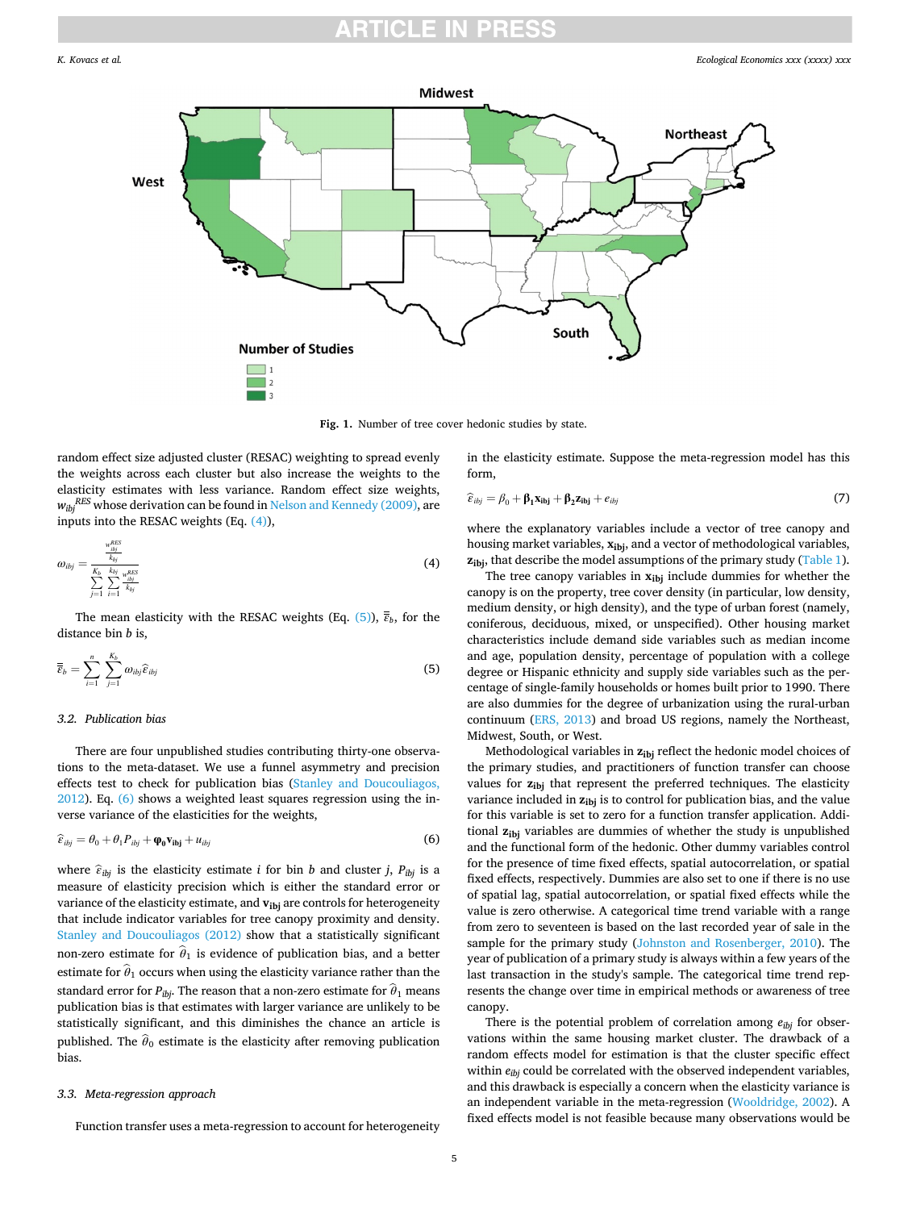Fig. 1. Number of tree cover hedonic studies by state.

random effect size adjusted cluster (RESAC) weighting to spread evenly the weights across each cluster but also increase the weights to the elasticity estimates with less variance. Random effect size weights, $w_{ibj}^{RES}$ whose derivation can be found in Nelson and Kennedy (2009), are inputs into the RESAC weights (Eq. (4)),

$$\omega_{ibj} = \frac{\frac{w_{ibj}^{RES}}{k_{bj}}}{\sum_{j=1}^{K_b} \sum_{i=1}^{k_{bj}} \frac{w_{ibj}^{RES}}{k_{bj}}} \tag{4}$$

The mean elasticity with the RESAC weights (Eq. (5)), $\bar{\bar{\varepsilon}}_b$, for the distance bin $b$ is,

$$\bar{\bar{\varepsilon}}_b = \sum_{i=1}^{n} \sum_{j=1}^{K_b} \omega_{ibj} \hat{\varepsilon}_{ibj} \tag{5}$$

### 3.2. Publication bias

There are four unpublished studies contributing thirty-one observations to the meta-dataset. We use a funnel asymmetry and precision effects test to check for publication bias (Stanley and Doucouliagos, 2012). Eq. (6) shows a weighted least squares regression using the inverse variance of the elasticities for the weights,

$$\hat{\varepsilon}_{ibj} = \theta_0 + \theta_1 P_{ibj} + \boldsymbol{\varphi_0} \mathbf{v_{ibj}} + u_{ibj} \tag{6}$$

where $\hat{\varepsilon}_{ibj}$ is the elasticity estimate $i$ for bin $b$ and cluster $j$, $P_{ibj}$ is a measure of elasticity precision which is either the standard error or variance of the elasticity estimate, and $\mathbf{v_{ibj}}$ are controls for heterogeneity that include indicator variables for tree canopy proximity and density. Stanley and Doucouliagos (2012) show that a statistically significant non-zero estimate for $\hat{\theta}_1$ is evidence of publication bias, and a better estimate for $\hat{\theta}_1$ occurs when using the elasticity variance rather than the standard error for $P_{ibj}$. The reason that a non-zero estimate for $\hat{\theta}_1$ means publication bias is that estimates with larger variance are unlikely to be statistically significant, and this diminishes the chance an article is published. The $\hat{\theta}_0$ estimate is the elasticity after removing publication bias.

### 3.3. Meta-regression approach

Function transfer uses a meta-regression to account for heterogeneity in the elasticity estimate. Suppose the meta-regression model has this form,

$$\hat{\varepsilon}_{ibj} = \beta_0 + \boldsymbol{\beta_1} \mathbf{x_{ibj}} + \boldsymbol{\beta_2} \mathbf{z_{ibj}} + e_{ibj} \tag{7}$$

where the explanatory variables include a vector of tree canopy and housing market variables, $\mathbf{x_{ibj}}$, and a vector of methodological variables, $\mathbf{z_{ibj}}$, that describe the model assumptions of the primary study (Table 1).

The tree canopy variables in $\mathbf{x_{ibj}}$ include dummies for whether the canopy is on the property, tree cover density (in particular, low density, medium density, or high density), and the type of urban forest (namely, coniferous, deciduous, mixed, or unspecified). Other housing market characteristics include demand side variables such as median income and age, population density, percentage of population with a college degree or Hispanic ethnicity and supply side variables such as the percentage of single-family households or homes built prior to 1990. There are also dummies for the degree of urbanization using the rural-urban continuum (ERS, 2013) and broad US regions, namely the Northeast, Midwest, South, or West.

Methodological variables in $\mathbf{z_{ibj}}$ reflect the hedonic model choices of the primary studies, and practitioners of function transfer can choose values for $\mathbf{z_{ibj}}$ that represent the preferred techniques. The elasticity variance included in $\mathbf{z_{ibj}}$ is to control for publication bias, and the value for this variable is set to zero for a function transfer application. Additional $\mathbf{z_{ibj}}$ variables are dummies of whether the study is unpublished and the functional form of the hedonic. Other dummy variables control for the presence of time fixed effects, spatial autocorrelation, or spatial fixed effects, respectively. Dummies are also set to one if there is no use of spatial lag, spatial autocorrelation, or spatial fixed effects while the value is zero otherwise. A categorical time trend variable with a range from zero to seventeen is based on the last recorded year of sale in the sample for the primary study (Johnston and Rosenberger, 2010). The year of publication of a primary study is always within a few years of the last transaction in the study's sample. The categorical time trend represents the change over time in empirical methods or awareness of tree canopy.

There is the potential problem of correlation among $e_{ibj}$ for observations within the same housing market cluster. The drawback of a random effects model for estimation is that the cluster specific effect within $e_{ibj}$ could be correlated with the observed independent variables, and this drawback is especially a concern when the elasticity variance is an independent variable in the meta-regression (Wooldridge, 2002). A fixed effects model is not feasible because many observations would be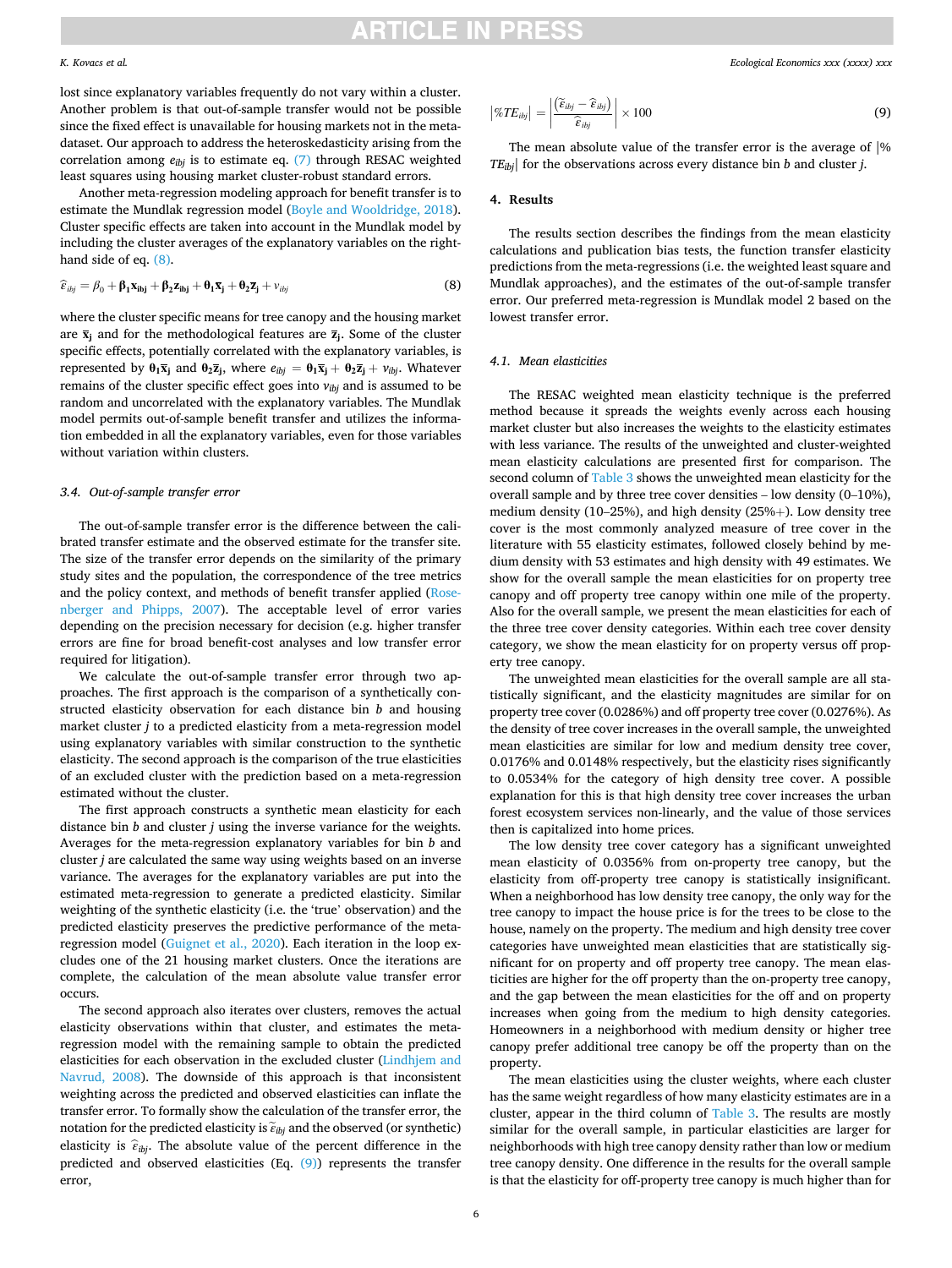lost since explanatory variables frequently do not vary within a cluster. Another problem is that out-of-sample transfer would not be possible since the fixed effect is unavailable for housing markets not in the meta-dataset. Our approach to address the heteroskedasticity arising from the correlation among $e_{ibj}$ is to estimate eq. (7) through RESAC weighted least squares using housing market cluster-robust standard errors.

Another meta-regression modeling approach for benefit transfer is to estimate the Mundlak regression model (Boyle and Wooldridge, 2018). Cluster specific effects are taken into account in the Mundlak model by including the cluster averages of the explanatory variables on the right-hand side of eq. (8).

$$\widehat{\varepsilon}_{ibj} = \beta_0 + \mathbf{\beta_1 x_{ibj}} + \mathbf{\beta_2 z_{ibj}} + \mathbf{\theta_1 \overline{x}_j} + \mathbf{\theta_2 \overline{z}_j} + v_{ibj} \tag{8}$$

where the cluster specific means for tree canopy and the housing market are $\mathbf{\overline{x}_j}$ and for the methodological features are $\mathbf{\overline{z}_j}$. Some of the cluster specific effects, potentially correlated with the explanatory variables, is represented by $\mathbf{\theta_1 \overline{x}_j}$ and $\mathbf{\theta_2 \overline{z}_j}$, where $e_{ibj} = \mathbf{\theta_1 \overline{x}_j} + \mathbf{\theta_2 \overline{z}_j} + v_{ibj}$. Whatever remains of the cluster specific effect goes into $v_{ibj}$ and is assumed to be random and uncorrelated with the explanatory variables. The Mundlak model permits out-of-sample benefit transfer and utilizes the information embedded in all the explanatory variables, even for those variables without variation within clusters.

### 3.4. Out-of-sample transfer error

The out-of-sample transfer error is the difference between the calibrated transfer estimate and the observed estimate for the transfer site. The size of the transfer error depends on the similarity of the primary study sites and the population, the correspondence of the tree metrics and the policy context, and methods of benefit transfer applied (Rosenberger and Phipps, 2007). The acceptable level of error varies depending on the precision necessary for decision (e.g. higher transfer errors are fine for broad benefit-cost analyses and low transfer error required for litigation).

We calculate the out-of-sample transfer error through two approaches. The first approach is the comparison of a synthetically constructed elasticity observation for each distance bin $b$ and housing market cluster $j$ to a predicted elasticity from a meta-regression model using explanatory variables with similar construction to the synthetic elasticity. The second approach is the comparison of the true elasticities of an excluded cluster with the prediction based on a meta-regression estimated without the cluster.

The first approach constructs a synthetic mean elasticity for each distance bin $b$ and cluster $j$ using the inverse variance for the weights. Averages for the meta-regression explanatory variables for bin $b$ and cluster $j$ are calculated the same way using weights based on an inverse variance. The averages for the explanatory variables are put into the estimated meta-regression to generate a predicted elasticity. Similar weighting of the synthetic elasticity (i.e. the 'true' observation) and the predicted elasticity preserves the predictive performance of the meta-regression model (Guignet et al., 2020). Each iteration in the loop excludes one of the 21 housing market clusters. Once the iterations are complete, the calculation of the mean absolute value transfer error occurs.

The second approach also iterates over clusters, removes the actual elasticity observations within that cluster, and estimates the meta-regression model with the remaining sample to obtain the predicted elasticities for each observation in the excluded cluster (Lindhjem and Navrud, 2008). The downside of this approach is that inconsistent weighting across the predicted and observed elasticities can inflate the transfer error. To formally show the calculation of the transfer error, the notation for the predicted elasticity is $\widetilde{\varepsilon}_{ibj}$ and the observed (or synthetic) elasticity is $\widehat{\varepsilon}_{ibj}$. The absolute value of the percent difference in the predicted and observed elasticities (Eq. (9)) represents the transfer error,

$$|\%TE_{ibj}| = \left| \frac{(\widetilde{\varepsilon}_{ibj} - \widehat{\varepsilon}_{ibj})}{\widehat{\varepsilon}_{ibj}} \right| \times 100 \tag{9}$$

The mean absolute value of the transfer error is the average of $|\%TE_{ibj}|$ for the observations across every distance bin $b$ and cluster $j$.

## 4. Results

The results section describes the findings from the mean elasticity calculations and publication bias tests, the function transfer elasticity predictions from the meta-regressions (i.e. the weighted least square and Mundlak approaches), and the estimates of the out-of-sample transfer error. Our preferred meta-regression is Mundlak model 2 based on the lowest transfer error.

### 4.1. Mean elasticities

The RESAC weighted mean elasticity technique is the preferred method because it spreads the weights evenly across each housing market cluster but also increases the weights to the elasticity estimates with less variance. The results of the unweighted and cluster-weighted mean elasticity calculations are presented first for comparison. The second column of Table 3 shows the unweighted mean elasticity for the overall sample and by three tree cover densities – low density (0–10%), medium density (10–25%), and high density (25%+). Low density tree cover is the most commonly analyzed measure of tree cover in the literature with 55 elasticity estimates, followed closely behind by medium density with 53 estimates and high density with 49 estimates. We show for the overall sample the mean elasticities for on property tree canopy and off property tree canopy within one mile of the property. Also for the overall sample, we present the mean elasticities for each of the three tree cover density categories. Within each tree cover density category, we show the mean elasticity for on property versus off property tree canopy.

The unweighted mean elasticities for the overall sample are all statistically significant, and the elasticity magnitudes are similar for on property tree cover (0.0286%) and off property tree cover (0.0276%). As the density of tree cover increases in the overall sample, the unweighted mean elasticities are similar for low and medium density tree cover, 0.0176% and 0.0148% respectively, but the elasticity rises significantly to 0.0534% for the category of high density tree cover. A possible explanation for this is that high density tree cover increases the urban forest ecosystem services non-linearly, and the value of those services then is capitalized into home prices.

The low density tree cover category has a significant unweighted mean elasticity of 0.0356% from on-property tree canopy, but the elasticity from off-property tree canopy is statistically insignificant. When a neighborhood has low density tree canopy, the only way for the tree canopy to impact the house price is for the trees to be close to the house, namely on the property. The medium and high density tree cover categories have unweighted mean elasticities that are statistically significant for on property and off property tree canopy. The mean elasticities are higher for the off property than the on-property tree canopy, and the gap between the mean elasticities for the off and on property increases when going from the medium to high density categories. Homeowners in a neighborhood with medium density or higher tree canopy prefer additional tree canopy be off the property than on the property.

The mean elasticities using the cluster weights, where each cluster has the same weight regardless of how many elasticity estimates are in a cluster, appear in the third column of Table 3. The results are mostly similar for the overall sample, in particular elasticities are larger for neighborhoods with high tree canopy density rather than low or medium tree canopy density. One difference in the results for the overall sample is that the elasticity for off-property tree canopy is much higher than for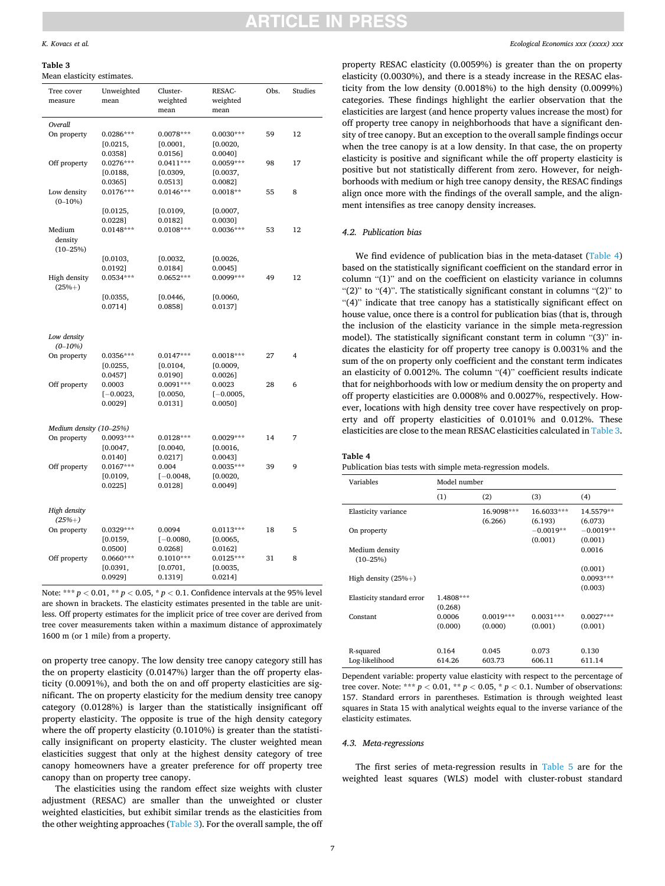**Table 3**
Mean elasticity estimates.

| Tree cover measure | Unweighted mean | Cluster-weighted mean | RESAC-weighted mean | Obs. | Studies |
|---|---|---|---|---|---|
| *Overall* | | | | | |
| On property | 0.0286*** [0.0215, 0.0358] | 0.0078*** [0.0001, 0.0156] | 0.0030*** [0.0020, 0.0040] | 59 | 12 |
| Off property | 0.0276*** [0.0188, 0.0365] | 0.0411*** [0.0309, 0.0513] | 0.0059*** [0.0037, 0.0082] | 98 | 17 |
| Low density (0–10%) | 0.0176*** [0.0125, 0.0228] | 0.0146*** [0.0109, 0.0182] | 0.0018** [0.0007, 0.0030] | 55 | 8 |
| Medium density (10–25%) | 0.0148*** [0.0103, 0.0192] | 0.0108*** [0.0032, 0.0184] | 0.0036*** [0.0026, 0.0045] | 53 | 12 |
| High density (25%+) | 0.0534*** [0.0355, 0.0714] | 0.0652*** [0.0446, 0.0858] | 0.0099*** [0.0060, 0.0137] | 49 | 12 |
| *Low density (0–10%)* | | | | | |
| On property | 0.0356*** [0.0255, 0.0457] | 0.0147*** [0.0104, 0.0190] | 0.0018*** [0.0009, 0.0026] | 27 | 4 |
| Off property | 0.0003 [−0.0023, 0.0029] | 0.0091*** [0.0050, 0.0131] | 0.0023 [−0.0005, 0.0050] | 28 | 6 |
| *Medium density (10–25%)* | | | | | |
| On property | 0.0093*** [0.0047, 0.0140] | 0.0128*** [0.0040, 0.0217] | 0.0029*** [0.0016, 0.0043] | 14 | 7 |
| Off property | 0.0167*** [0.0109, 0.0225] | 0.004 [−0.0048, 0.0128] | 0.0035*** [0.0020, 0.0049] | 39 | 9 |
| *High density (25%+)* | | | | | |
| On property | 0.0329*** [0.0159, 0.0500] | 0.0094 [−0.0080, 0.0268] | 0.0113*** [0.0065, 0.0162] | 18 | 5 |
| Off property | 0.0660*** [0.0391, 0.0929] | 0.1010*** [0.0701, 0.1319] | 0.0125*** [0.0035, 0.0214] | 31 | 8 |

Note: *** $p < 0.01$, ** $p < 0.05$, * $p < 0.1$. Confidence intervals at the 95% level are shown in brackets. The elasticity estimates presented in the table are unitless. Off property estimates for the implicit price of tree cover are derived from tree cover measurements taken within a maximum distance of approximately 1600 m (or 1 mile) from a property.

on property tree canopy. The low density tree canopy category still has the on property elasticity (0.0147%) larger than the off property elasticity (0.0091%), and both the on and off property elasticities are significant. The on property elasticity for the medium density tree canopy category (0.0128%) is larger than the statistically insignificant off property elasticity. The opposite is true of the high density category where the off property elasticity (0.1010%) is greater than the statistically insignificant on property elasticity. The cluster weighted mean elasticities suggest that only at the highest density category of tree canopy homeowners have a greater preference for off property tree canopy than on property tree canopy.

The elasticities using the random effect size weights with cluster adjustment (RESAC) are smaller than the unweighted or cluster weighted elasticities, but exhibit similar trends as the elasticities from the other weighting approaches (Table 3). For the overall sample, the off property RESAC elasticity (0.0059%) is greater than the on property elasticity (0.0030%), and there is a steady increase in the RESAC elasticity from the low density (0.0018%) to the high density (0.0099%) categories. These findings highlight the earlier observation that the elasticities are largest (and hence property values increase the most) for off property tree canopy in neighborhoods that have a significant density of tree canopy. But an exception to the overall sample findings occur when the tree canopy is at a low density. In that case, the on property elasticity is positive and significant while the off property elasticity is positive but not statistically different from zero. However, for neighborhoods with medium or high tree canopy density, the RESAC findings align once more with the findings of the overall sample, and the alignment intensifies as tree canopy density increases.

### 4.2. Publication bias

We find evidence of publication bias in the meta-dataset (Table 4) based on the statistically significant coefficient on the standard error in column "(1)" and on the coefficient on elasticity variance in columns "(2)" to "(4)". The statistically significant constant in columns "(2)" to "(4)" indicate that tree canopy has a statistically significant effect on house value, once there is a control for publication bias (that is, through the inclusion of the elasticity variance in the simple meta-regression model). The statistically significant constant term in column "(3)" indicates the elasticity for off property tree canopy is 0.0031% and the sum of the on property only coefficient and the constant term indicates an elasticity of 0.0012%. The column "(4)" coefficient results indicate that for neighborhoods with low or medium density the on property and off property elasticities are 0.0008% and 0.0027%, respectively. However, locations with high density tree cover have respectively on property and off property elasticities of 0.0101% and 0.012%. These elasticities are close to the mean RESAC elasticities calculated in Table 3.

**Table 4**
Publication bias tests with simple meta-regression models.

| Variables | Model number (1) | (2) | (3) | (4) |
|---|---|---|---|---|
| Elasticity variance | | 16.9098*** (6.266) | 16.6033*** (6.193) | 14.5579** (6.073) |
| On property | | | −0.0019** (0.001) | −0.0019** (0.001) |
| Medium density (10–25%) | | | | 0.0016 (0.001) |
| High density (25%+) | | | | 0.0093*** (0.003) |
| Elasticity standard error | 1.4808*** (0.268) | | | |
| Constant | 0.0006 (0.000) | 0.0019*** (0.000) | 0.0031*** (0.001) | 0.0027*** (0.001) |
| R-squared | 0.164 | 0.045 | 0.073 | 0.130 |
| Log-likelihood | 614.26 | 603.73 | 606.11 | 611.14 |

Dependent variable: property value elasticity with respect to the percentage of tree cover. Note: *** $p < 0.01$, ** $p < 0.05$, * $p < 0.1$. Number of observations: 157. Standard errors in parentheses. Estimation is through weighted least squares in Stata 15 with analytical weights equal to the inverse variance of the elasticity estimates.

### 4.3. Meta-regressions

The first series of meta-regression results in Table 5 are for the weighted least squares (WLS) model with cluster-robust standard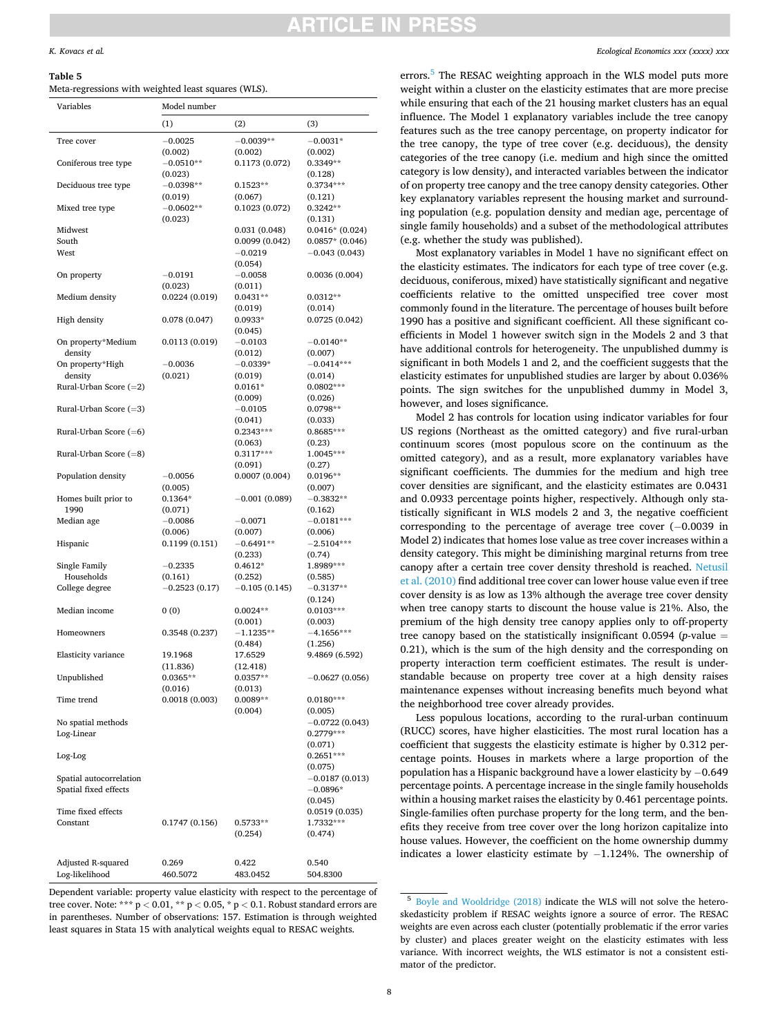**Table 5**
Meta-regressions with weighted least squares (WLS).

| Variables | Model number | | |
|---|---|---|---|
| | (1) | (2) | (3) |
| Tree cover | −0.0025 (0.002) | −0.0039** (0.002) | −0.0031* (0.002) |
| Coniferous tree type | −0.0510** (0.023) | 0.1173 (0.072) | 0.3349** (0.128) |
| Deciduous tree type | −0.0398** (0.019) | 0.1523** (0.067) | 0.3734*** (0.121) |
| Mixed tree type | −0.0602** (0.023) | 0.1023 (0.072) | 0.3242** (0.131) |
| Midwest | | 0.031 (0.048) | 0.0416* (0.024) |
| South | | 0.0099 (0.042) | 0.0857* (0.046) |
| West | | −0.0219 (0.054) | −0.043 (0.043) |
| On property | −0.0191 (0.023) | −0.0058 (0.011) | 0.0036 (0.004) |
| Medium density | 0.0224 (0.019) | 0.0431** (0.019) | 0.0312** (0.014) |
| High density | 0.078 (0.047) | 0.0933* (0.045) | 0.0725 (0.042) |
| On property*Medium density | 0.0113 (0.019) | −0.0103 (0.012) | −0.0140** (0.007) |
| On property*High density | −0.0036 (0.021) | −0.0339* (0.019) | −0.0414*** (0.014) |
| Rural-Urban Score (=2) | | 0.0161* (0.009) | 0.0802*** (0.026) |
| Rural-Urban Score (=3) | | −0.0105 (0.041) | 0.0798** (0.033) |
| Rural-Urban Score (=6) | | 0.2343*** (0.063) | 0.8685*** (0.23) |
| Rural-Urban Score (=8) | | 0.3117*** (0.091) | 1.0045*** (0.27) |
| Population density | −0.0056 (0.005) | 0.0007 (0.004) | 0.0196** (0.007) |
| Homes built prior to 1990 | 0.1364* (0.071) | −0.001 (0.089) | −0.3832** (0.162) |
| Median age | −0.0086 (0.006) | −0.0071 (0.007) | −0.0181*** (0.006) |
| Hispanic | 0.1199 (0.151) | −0.6491** (0.233) | −2.5104*** (0.74) |
| Single Family Households | −0.2335 (0.161) | 0.4612* (0.252) | 1.8989*** (0.585) |
| College degree | −0.2523 (0.17) | −0.105 (0.145) | −0.3137** (0.124) |
| Median income | 0 (0) | 0.0024** (0.001) | 0.0103*** (0.003) |
| Homeowners | 0.3548 (0.237) | −1.1235** (0.484) | −4.1656*** (1.256) |
| Elasticity variance | 19.1968 (11.836) | 17.6529 (12.418) | 9.4869 (6.592) |
| Unpublished | 0.0365** (0.016) | 0.0357** (0.013) | −0.0627 (0.056) |
| Time trend | 0.0018 (0.003) | 0.0089** (0.004) | 0.0180*** (0.005) |
| No spatial methods | | | −0.0722 (0.043) |
| Log-Linear | | | 0.2779*** (0.071) |
| Log-Log | | | 0.2651*** (0.075) |
| Spatial autocorrelation | | | −0.0187 (0.013) |
| Spatial fixed effects | | | −0.0896* (0.045) |
| Time fixed effects | | | 0.0519 (0.035) |
| Constant | 0.1747 (0.156) | 0.5733** (0.254) | 1.7332*** (0.474) |
| Adjusted R-squared | 0.269 | 0.422 | 0.540 |
| Log-likelihood | 460.5072 | 483.0452 | 504.8300 |

Dependent variable: property value elasticity with respect to the percentage of tree cover. Note: *** $p < 0.01$, ** $p < 0.05$, * $p < 0.1$. Robust standard errors are in parentheses. Number of observations: 157. Estimation is through weighted least squares in Stata 15 with analytical weights equal to RESAC weights.

errors.[5] The RESAC weighting approach in the WLS model puts more weight within a cluster on the elasticity estimates that are more precise while ensuring that each of the 21 housing market clusters has an equal influence. The Model 1 explanatory variables include the tree canopy features such as the tree canopy percentage, on property indicator for the tree canopy, the type of tree cover (e.g. deciduous), the density categories of the tree canopy (i.e. medium and high since the omitted category is low density), and interacted variables between the indicator of on property tree canopy and the tree canopy density categories. Other key explanatory variables represent the housing market and surrounding population (e.g. population density and median age, percentage of single family households) and a subset of the methodological attributes (e.g. whether the study was published).

Most explanatory variables in Model 1 have no significant effect on the elasticity estimates. The indicators for each type of tree cover (e.g. deciduous, coniferous, mixed) have statistically significant and negative coefficients relative to the omitted unspecified tree cover most commonly found in the literature. The percentage of houses built before 1990 has a positive and significant coefficient. All these significant coefficients in Model 1 however switch sign in the Models 2 and 3 that have additional controls for heterogeneity. The unpublished dummy is significant in both Models 1 and 2, and the coefficient suggests that the elasticity estimates for unpublished studies are larger by about 0.036% points. The sign switches for the unpublished dummy in Model 3, however, and loses significance.

Model 2 has controls for location using indicator variables for four US regions (Northeast as the omitted category) and five rural-urban continuum scores (most populous score on the continuum as the omitted category), and as a result, more explanatory variables have significant coefficients. The dummies for the medium and high tree cover densities are significant, and the elasticity estimates are 0.0431 and 0.0933 percentage points higher, respectively. Although only statistically significant in WLS models 2 and 3, the negative coefficient corresponding to the percentage of average tree cover (−0.0039 in Model 2) indicates that homes lose value as tree cover increases within a density category. This might be diminishing marginal returns from tree canopy after a certain tree cover density threshold is reached. Netusil et al. (2010) find additional tree cover can lower house value even if tree cover density is as low as 13% although the average tree cover density when tree canopy starts to discount the house value is 21%. Also, the premium of the high density tree canopy applies only to off-property tree canopy based on the statistically insignificant 0.0594 ($p$-value = 0.21), which is the sum of the high density and the corresponding on property interaction term coefficient estimates. The result is understandable because on property tree cover at a high density raises maintenance expenses without increasing benefits much beyond what the neighborhood tree cover already provides.

Less populous locations, according to the rural-urban continuum (RUCC) scores, have higher elasticities. The most rural location has a coefficient that suggests the elasticity estimate is higher by 0.312 percentage points. Houses in markets where a large proportion of the population has a Hispanic background have a lower elasticity by −0.649 percentage points. A percentage increase in the single family households within a housing market raises the elasticity by 0.461 percentage points. Single-families often purchase property for the long term, and the benefits they receive from tree cover over the long horizon capitalize into house values. However, the coefficient on the home ownership dummy indicates a lower elasticity estimate by −1.124%. The ownership of

[5] Boyle and Wooldridge (2018) indicate the WLS will not solve the heteroskedasticity problem if RESAC weights ignore a source of error. The RESAC weights are even across each cluster (potentially problematic if the error varies by cluster) and places greater weight on the elasticity estimates with less variance. With incorrect weights, the WLS estimator is not a consistent estimator of the predictor.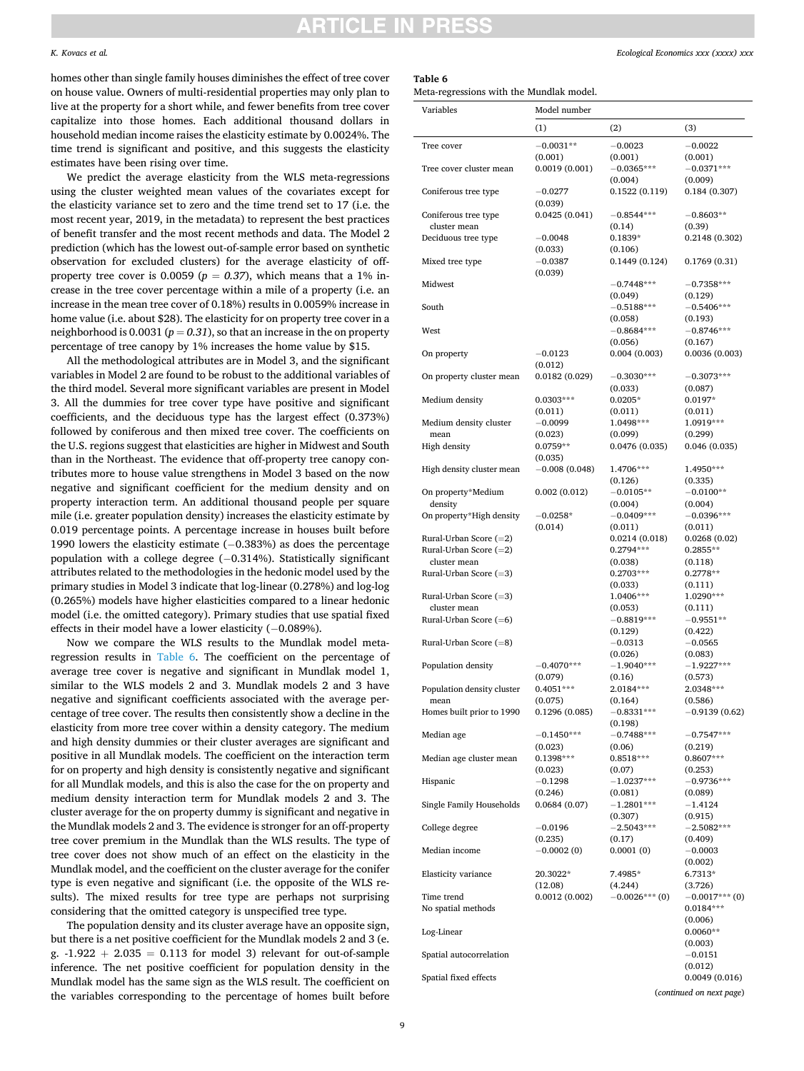homes other than single family houses diminishes the effect of tree cover on house value. Owners of multi-residential properties may only plan to live at the property for a short while, and fewer benefits from tree cover capitalize into those homes. Each additional thousand dollars in household median income raises the elasticity estimate by 0.0024%. The time trend is significant and positive, and this suggests the elasticity estimates have been rising over time.

We predict the average elasticity from the WLS meta-regressions using the cluster weighted mean values of the covariates except for the elasticity variance set to zero and the time trend set to 17 (i.e. the most recent year, 2019, in the metadata) to represent the best practices of benefit transfer and the most recent methods and data. The Model 2 prediction (which has the lowest out-of-sample error based on synthetic observation for excluded clusters) for the average elasticity of off-property tree cover is 0.0059 ($p = 0.37$), which means that a 1% increase in the tree cover percentage within a mile of a property (i.e. an increase in the mean tree cover of 0.18%) results in 0.0059% increase in home value (i.e. about $28). The elasticity for on property tree cover in a neighborhood is 0.0031 ($p = 0.31$), so that an increase in the on property percentage of tree canopy by 1% increases the home value by $15.

All the methodological attributes are in Model 3, and the significant variables in Model 2 are found to be robust to the additional variables of the third model. Several more significant variables are present in Model 3. All the dummies for tree cover type have positive and significant coefficients, and the deciduous type has the largest effect (0.373%) followed by coniferous and then mixed tree cover. The coefficients on the U.S. regions suggest that elasticities are higher in Midwest and South than in the Northeast. The evidence that off-property tree canopy contributes more to house value strengthens in Model 3 based on the now negative and significant coefficient for the medium density and on property interaction term. An additional thousand people per square mile (i.e. greater population density) increases the elasticity estimate by 0.019 percentage points. A percentage increase in houses built before 1990 lowers the elasticity estimate (−0.383%) as does the percentage population with a college degree (−0.314%). Statistically significant attributes related to the methodologies in the hedonic model used by the primary studies in Model 3 indicate that log-linear (0.278%) and log-log (0.265%) models have higher elasticities compared to a linear hedonic model (i.e. the omitted category). Primary studies that use spatial fixed effects in their model have a lower elasticity (−0.089%).

Now we compare the WLS results to the Mundlak model meta-regression results in Table 6. The coefficient on the percentage of average tree cover is negative and significant in Mundlak model 1, similar to the WLS models 2 and 3. Mundlak models 2 and 3 have negative and significant coefficients associated with the average percentage of tree cover. The results then consistently show a decline in the elasticity from more tree cover within a density category. The medium and high density dummies or their cluster averages are significant and positive in all Mundlak models. The coefficient on the interaction term for on property and high density is consistently negative and significant for all Mundlak models, and this is also the case for the on property and medium density interaction term for Mundlak models 2 and 3. The cluster average for the on property dummy is significant and negative in the Mundlak models 2 and 3. The evidence is stronger for an off-property tree cover premium in the Mundlak than the WLS results. The type of tree cover does not show much of an effect on the elasticity in the Mundlak model, and the coefficient on the cluster average for the conifer type is even negative and significant (i.e. the opposite of the WLS results). The mixed results for tree type are perhaps not surprising considering that the omitted category is unspecified tree type.

The population density and its cluster average have an opposite sign, but there is a net positive coefficient for the Mundlak models 2 and 3 (e.g. -1.922 + 2.035 = 0.113 for model 3) relevant for out-of-sample inference. The net positive coefficient for population density in the Mundlak model has the same sign as the WLS result. The coefficient on the variables corresponding to the percentage of homes built before

**Table 6**
Meta-regressions with the Mundlak model.

| Variables | Model number | | |
|---|---|---|---|
| | (1) | (2) | (3) |
| Tree cover | −0.0031** (0.001) | −0.0023 (0.001) | −0.0022 (0.001) |
| Tree cover cluster mean | 0.0019 (0.001) | −0.0365*** (0.004) | −0.0371*** (0.009) |
| Coniferous tree type | −0.0277 (0.039) | 0.1522 (0.119) | 0.184 (0.307) |
| Coniferous tree type cluster mean | 0.0425 (0.041) | −0.8544*** (0.14) | −0.8603** (0.39) |
| Deciduous tree type | −0.0048 (0.033) | 0.1839* (0.106) | 0.2148 (0.302) |
| Mixed tree type | −0.0387 (0.039) | 0.1449 (0.124) | 0.1769 (0.31) |
| Midwest | | −0.7448*** (0.049) | −0.7358*** (0.129) |
| South | | −0.5188*** (0.058) | −0.5406*** (0.193) |
| West | | −0.8684*** (0.056) | −0.8746*** (0.167) |
| On property | −0.0123 (0.012) | 0.004 (0.003) | 0.0036 (0.003) |
| On property cluster mean | 0.0182 (0.029) | −0.3030*** (0.033) | −0.3073*** (0.087) |
| Medium density | 0.0303*** (0.011) | 0.0205* (0.011) | 0.0197* (0.011) |
| Medium density cluster mean | −0.0099 (0.023) | 1.0498*** (0.099) | 1.0919*** (0.299) |
| High density | 0.0759** (0.035) | 0.0476 (0.035) | 0.046 (0.035) |
| High density cluster mean | −0.008 (0.048) | 1.4706*** (0.126) | 1.4950*** (0.335) |
| On property*Medium density | 0.002 (0.012) | −0.0105** (0.004) | −0.0100** (0.004) |
| On property*High density | −0.0258* (0.014) | −0.0409*** (0.011) | −0.0396*** (0.011) |
| Rural-Urban Score (=2) | | 0.0214 (0.018) | 0.0268 (0.02) |
| Rural-Urban Score (=2) cluster mean | | 0.2794*** (0.038) | 0.2855** (0.118) |
| Rural-Urban Score (=3) | | 0.2703*** (0.033) | 0.2778** (0.111) |
| Rural-Urban Score (=3) cluster mean | | 1.0406*** (0.053) | 1.0290*** (0.111) |
| Rural-Urban Score (=6) | | −0.8819*** (0.129) | −0.9551** (0.422) |
| Rural-Urban Score (=8) | | −0.0313 (0.026) | −0.0565 (0.083) |
| Population density | −0.4070*** (0.079) | −1.9040*** (0.16) | −1.9227*** (0.573) |
| Population density cluster mean | 0.4051*** (0.075) | 2.0184*** (0.164) | 2.0348*** (0.586) |
| Homes built prior to 1990 | 0.1296 (0.085) | −0.8331*** (0.198) | −0.9139 (0.62) |
| Median age | −0.1450*** (0.023) | −0.7488*** (0.06) | −0.7547*** (0.219) |
| Median age cluster mean | 0.1398*** (0.023) | 0.8518*** (0.07) | 0.8607*** (0.253) |
| Hispanic | −0.1298 (0.246) | −1.0237*** (0.081) | −0.9736*** (0.089) |
| Single Family Households | 0.0684 (0.07) | −1.2801*** (0.307) | −1.4124 (0.915) |
| College degree | −0.0196 (0.235) | −2.5043*** (0.17) | −2.5082*** (0.409) |
| Median income | −0.0002 (0) | 0.0001 (0) | −0.0003 (0.002) |
| Elasticity variance | 20.3022* (12.08) | 7.4985* (4.244) | 6.7313* (3.726) |
| Time trend | 0.0012 (0.002) | −0.0026*** (0) | −0.0017*** (0) |
| No spatial methods | | | 0.0184*** (0.006) |
| Log-Linear | | | 0.0060** (0.003) |
| Spatial autocorrelation | | | −0.0151 (0.012) |
| Spatial fixed effects | | | 0.0049 (0.016) |

(*continued on next page*)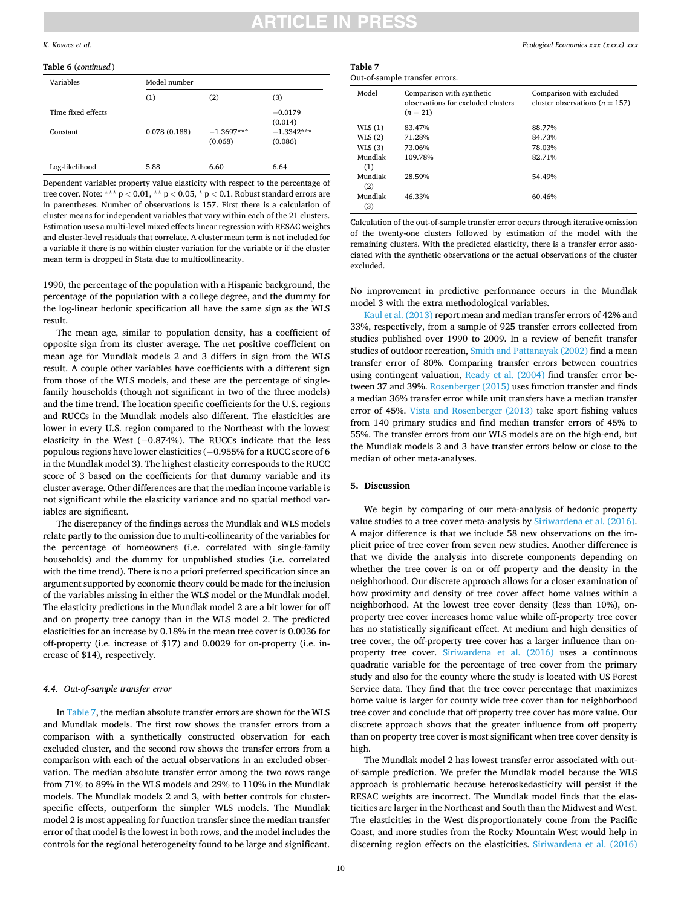**Table 6** (*continued*)

| Variables | Model number | | |
|---|---|---|---|
| | (1) | (2) | (3) |
| Time fixed effects | | | −0.0179 (0.014) |
| Constant | 0.078 (0.188) | −1.3697*** (0.068) | −1.3342*** (0.086) |
| Log-likelihood | 5.88 | 6.60 | 6.64 |

Dependent variable: property value elasticity with respect to the percentage of tree cover. Note: *** $p < 0.01$, ** $p < 0.05$, * $p < 0.1$. Robust standard errors are in parentheses. Number of observations is 157. First there is a calculation of cluster means for independent variables that vary within each of the 21 clusters. Estimation uses a multi-level mixed effects linear regression with RESAC weights and cluster-level residuals that correlate. A cluster mean term is not included for a variable if there is no within cluster variation for the variable or if the cluster mean term is dropped in Stata due to multicollinearity.

1990, the percentage of the population with a Hispanic background, the percentage of the population with a college degree, and the dummy for the log-linear hedonic specification all have the same sign as the WLS result.

The mean age, similar to population density, has a coefficient of opposite sign from its cluster average. The net positive coefficient on mean age for Mundlak models 2 and 3 differs in sign from the WLS result. A couple other variables have coefficients with a different sign from those of the WLS models, and these are the percentage of single-family households (though not significant in two of the three models) and the time trend. The location specific coefficients for the U.S. regions and RUCCs in the Mundlak models also different. The elasticities are lower in every U.S. region compared to the Northeast with the lowest elasticity in the West (−0.874%). The RUCCs indicate that the less populous regions have lower elasticities (−0.955% for a RUCC score of 6 in the Mundlak model 3). The highest elasticity corresponds to the RUCC score of 3 based on the coefficients for that dummy variable and its cluster average. Other differences are that the median income variable is not significant while the elasticity variance and no spatial method variables are significant.

The discrepancy of the findings across the Mundlak and WLS models relate partly to the omission due to multi-collinearity of the variables for the percentage of homeowners (i.e. correlated with single-family households) and the dummy for unpublished studies (i.e. correlated with the time trend). There is no a priori preferred specification since an argument supported by economic theory could be made for the inclusion of the variables missing in either the WLS model or the Mundlak model. The elasticity predictions in the Mundlak model 2 are a bit lower for off and on property tree canopy than in the WLS model 2. The predicted elasticities for an increase by 0.18% in the mean tree cover is 0.0036 for off-property (i.e. increase of $17) and 0.0029 for on-property (i.e. increase of $14), respectively.

### 4.4. Out-of-sample transfer error

In Table 7, the median absolute transfer errors are shown for the WLS and Mundlak models. The first row shows the transfer errors from a comparison with a synthetically constructed observation for each excluded cluster, and the second row shows the transfer errors from a comparison with each of the actual observations in an excluded observation. The median absolute transfer error among the two rows range from 71% to 89% in the WLS models and 29% to 110% in the Mundlak models. The Mundlak models 2 and 3, with better controls for cluster-specific effects, outperform the simpler WLS models. The Mundlak model 2 is most appealing for function transfer since the median transfer error of that model is the lowest in both rows, and the model includes the controls for the regional heterogeneity found to be large and significant.

**Table 7**
Out-of-sample transfer errors.

| Model | Comparison with synthetic observations for excluded clusters ($n = 21$) | Comparison with excluded cluster observations ($n = 157$) |
|---|---|---|
| WLS (1) | 83.47% | 88.77% |
| WLS (2) | 71.28% | 84.73% |
| WLS (3) | 73.06% | 78.03% |
| Mundlak (1) | 109.78% | 82.71% |
| Mundlak (2) | 28.59% | 54.49% |
| Mundlak (3) | 46.33% | 60.46% |

Calculation of the out-of-sample transfer error occurs through iterative omission of the twenty-one clusters followed by estimation of the model with the remaining clusters. With the predicted elasticity, there is a transfer error associated with the synthetic observations or the actual observations of the cluster excluded.

No improvement in predictive performance occurs in the Mundlak model 3 with the extra methodological variables.

Kaul et al. (2013) report mean and median transfer errors of 42% and 33%, respectively, from a sample of 925 transfer errors collected from studies published over 1990 to 2009. In a review of benefit transfer studies of outdoor recreation, Smith and Pattanayak (2002) find a mean transfer error of 80%. Comparing transfer errors between countries using contingent valuation, Ready et al. (2004) find transfer error between 37 and 39%. Rosenberger (2015) uses function transfer and finds a median 36% transfer error while unit transfers have a median transfer error of 45%. Vista and Rosenberger (2013) take sport fishing values from 140 primary studies and find median transfer errors of 45% to 55%. The transfer errors from our WLS models are on the high-end, but the Mundlak models 2 and 3 have transfer errors below or close to the median of other meta-analyses.

## 5. Discussion

We begin by comparing of our meta-analysis of hedonic property value studies to a tree cover meta-analysis by Siriwardena et al. (2016). A major difference is that we include 58 new observations on the implicit price of tree cover from seven new studies. Another difference is that we divide the analysis into discrete components depending on whether the tree cover is on or off property and the density in the neighborhood. Our discrete approach allows for a closer examination of how proximity and density of tree cover affect home values within a neighborhood. At the lowest tree cover density (less than 10%), on-property tree cover increases home value while off-property tree cover has no statistically significant effect. At medium and high densities of tree cover, the off-property tree cover has a larger influence than on-property tree cover. Siriwardena et al. (2016) uses a continuous quadratic variable for the percentage of tree cover from the primary study and also for the county where the study is located with US Forest Service data. They find that the tree cover percentage that maximizes home value is larger for county wide tree cover than for neighborhood tree cover and conclude that off property tree cover has more value. Our discrete approach shows that the greater influence from off property than on property tree cover is most significant when tree cover density is high.

The Mundlak model 2 has lowest transfer error associated with out-of-sample prediction. We prefer the Mundlak model because the WLS approach is problematic because heteroskedasticity will persist if the RESAC weights are incorrect. The Mundlak model finds that the elasticities are larger in the Northeast and South than the Midwest and West. The elasticities in the West disproportionately come from the Pacific Coast, and more studies from the Rocky Mountain West would help in discerning region effects on the elasticities. Siriwardena et al. (2016)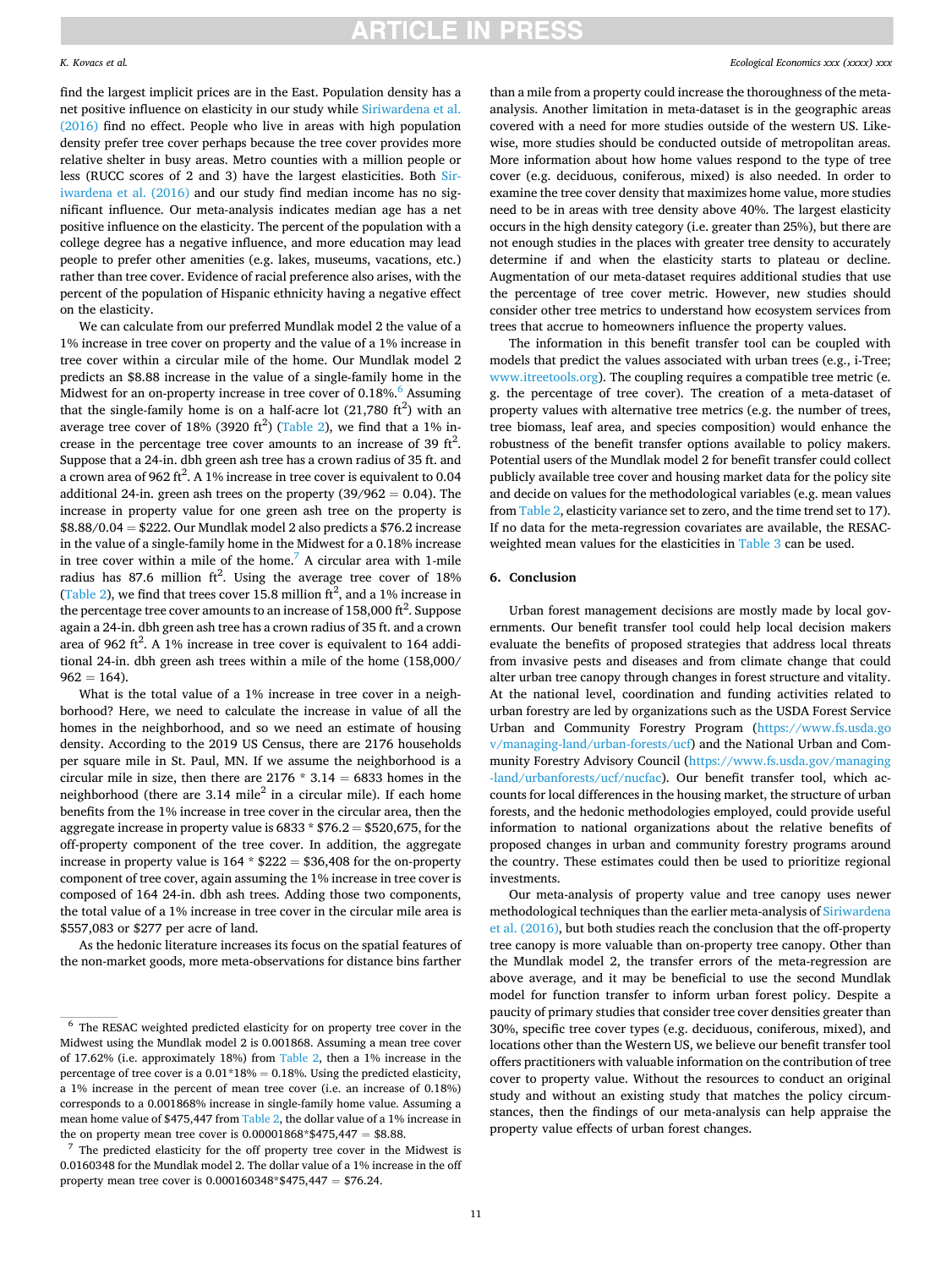find the largest implicit prices are in the East. Population density has a net positive influence on elasticity in our study while Siriwardena et al. (2016) find no effect. People who live in areas with high population density prefer tree cover perhaps because the tree cover provides more relative shelter in busy areas. Metro counties with a million people or less (RUCC scores of 2 and 3) have the largest elasticities. Both Siriwardena et al. (2016) and our study find median income has no significant influence. Our meta-analysis indicates median age has a net positive influence on the elasticity. The percent of the population with a college degree has a negative influence, and more education may lead people to prefer other amenities (e.g. lakes, museums, vacations, etc.) rather than tree cover. Evidence of racial preference also arises, with the percent of the population of Hispanic ethnicity having a negative effect on the elasticity.

We can calculate from our preferred Mundlak model 2 the value of a 1% increase in tree cover on property and the value of a 1% increase in tree cover within a circular mile of the home. Our Mundlak model 2 predicts an \$8.88 increase in the value of a single-family home in the Midwest for an on-property increase in tree cover of 0.18%.[6] Assuming that the single-family home is on a half-acre lot (21,780 $ft^2$) with an average tree cover of 18% (3920 $ft^2$) (Table 2), we find that a 1% increase in the percentage tree cover amounts to an increase of 39 $ft^2$. Suppose that a 24-in. dbh green ash tree has a crown radius of 35 ft. and a crown area of 962 $ft^2$. A 1% increase in tree cover is equivalent to 0.04 additional 24-in. green ash trees on the property (39/962 = 0.04). The increase in property value for one green ash tree on the property is \$8.88/0.04 = \$222. Our Mundlak model 2 also predicts a \$76.2 increase in the value of a single-family home in the Midwest for a 0.18% increase in tree cover within a mile of the home.[7] A circular area with 1-mile radius has 87.6 million $ft^2$. Using the average tree cover of 18% (Table 2), we find that trees cover 15.8 million $ft^2$, and a 1% increase in the percentage tree cover amounts to an increase of 158,000 $ft^2$. Suppose again a 24-in. dbh green ash tree has a crown radius of 35 ft. and a crown area of 962 $ft^2$. A 1% increase in tree cover is equivalent to 164 additional 24-in. dbh green ash trees within a mile of the home (158,000/962 = 164).

What is the total value of a 1% increase in tree cover in a neighborhood? Here, we need to calculate the increase in value of all the homes in the neighborhood, and so we need an estimate of housing density. According to the 2019 US Census, there are 2176 households per square mile in St. Paul, MN. If we assume the neighborhood is a circular mile in size, then there are 2176 * 3.14 = 6833 homes in the neighborhood (there are 3.14 $mile^2$ in a circular mile). If each home benefits from the 1% increase in tree cover in the circular area, then the aggregate increase in property value is 6833 * \$76.2 = \$520,675, for the off-property component of the tree cover. In addition, the aggregate increase in property value is 164 * \$222 = \$36,408 for the on-property component of tree cover, again assuming the 1% increase in tree cover is composed of 164 24-in. dbh ash trees. Adding those two components, the total value of a 1% increase in tree cover in the circular mile area is \$557,083 or \$277 per acre of land.

As the hedonic literature increases its focus on the spatial features of the non-market goods, more meta-observations for distance bins farther than a mile from a property could increase the thoroughness of the meta-analysis. Another limitation in meta-dataset is in the geographic areas covered with a need for more studies outside of the western US. Likewise, more studies should be conducted outside of metropolitan areas. More information about how home values respond to the type of tree cover (e.g. deciduous, coniferous, mixed) is also needed. In order to examine the tree cover density that maximizes home value, more studies need to be in areas with tree density above 40%. The largest elasticity occurs in the high density category (i.e. greater than 25%), but there are not enough studies in the places with greater tree density to accurately determine if and when the elasticity starts to plateau or decline. Augmentation of our meta-dataset requires additional studies that use the percentage of tree cover metric. However, new studies should consider other tree metrics to understand how ecosystem services from trees that accrue to homeowners influence the property values.

The information in this benefit transfer tool can be coupled with models that predict the values associated with urban trees (e.g., i-Tree; www.itreetools.org). The coupling requires a compatible tree metric (e.g. the percentage of tree cover). The creation of a meta-dataset of property values with alternative tree metrics (e.g. the number of trees, tree biomass, leaf area, and species composition) would enhance the robustness of the benefit transfer options available to policy makers. Potential users of the Mundlak model 2 for benefit transfer could collect publicly available tree cover and housing market data for the policy site and decide on values for the methodological variables (e.g. mean values from Table 2, elasticity variance set to zero, and the time trend set to 17). If no data for the meta-regression covariates are available, the RESAC-weighted mean values for the elasticities in Table 3 can be used.

## 6. Conclusion

Urban forest management decisions are mostly made by local governments. Our benefit transfer tool could help local decision makers evaluate the benefits of proposed strategies that address local threats from invasive pests and diseases and from climate change that could alter urban tree canopy through changes in forest structure and vitality. At the national level, coordination and funding activities related to urban forestry are led by organizations such as the USDA Forest Service Urban and Community Forestry Program (https://www.fs.usda.gov/managing-land/urban-forests/ucf) and the National Urban and Community Forestry Advisory Council (https://www.fs.usda.gov/managing-land/urbanforests/ucf/nucfac). Our benefit transfer tool, which accounts for local differences in the housing market, the structure of urban forests, and the hedonic methodologies employed, could provide useful information to national organizations about the relative benefits of proposed changes in urban and community forestry programs around the country. These estimates could then be used to prioritize regional investments.

Our meta-analysis of property value and tree canopy uses newer methodological techniques than the earlier meta-analysis of Siriwardena et al. (2016), but both studies reach the conclusion that the off-property tree canopy is more valuable than on-property tree canopy. Other than the Mundlak model 2, the transfer errors of the meta-regression are above average, and it may be beneficial to use the second Mundlak model for function transfer to inform urban forest policy. Despite a paucity of primary studies that consider tree cover densities greater than 30%, specific tree cover types (e.g. deciduous, coniferous, mixed), and locations other than the Western US, we believe our benefit transfer tool offers practitioners with valuable information on the contribution of tree cover to property value. Without the resources to conduct an original study and without an existing study that matches the policy circumstances, then the findings of our meta-analysis can help appraise the property value effects of urban forest changes.

---

[6] The RESAC weighted predicted elasticity for on property tree cover in the Midwest using the Mundlak model 2 is 0.001868. Assuming a mean tree cover of 17.62% (i.e. approximately 18%) from Table 2, then a 1% increase in the percentage of tree cover is a 0.01*18% = 0.18%. Using the predicted elasticity, a 1% increase in the percent of mean tree cover (i.e. an increase of 0.18%) corresponds to a 0.001868% increase in single-family home value. Assuming a mean home value of \$475,447 from Table 2, the dollar value of a 1% increase in the on property mean tree cover is 0.00001868*\$475,447 = \$8.88.

[7] The predicted elasticity for the off property tree cover in the Midwest is 0.0160348 for the Mundlak model 2. The dollar value of a 1% increase in the off property mean tree cover is 0.000160348*\$475,447 = \$76.24.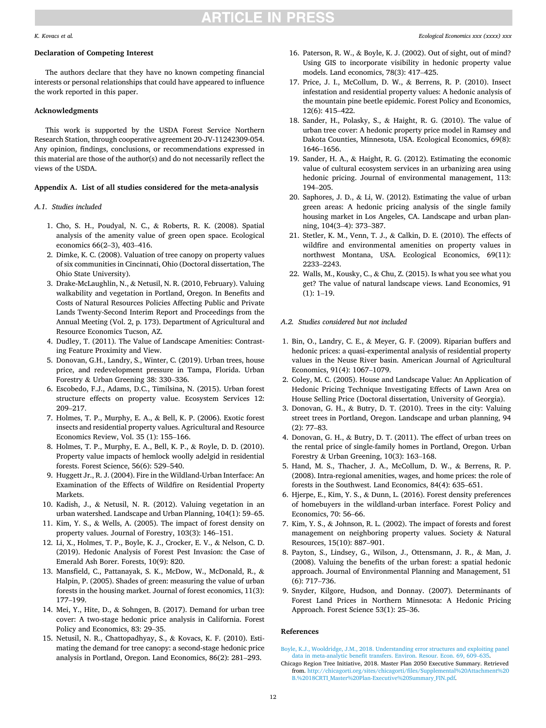## Declaration of Competing Interest

The authors declare that they have no known competing financial interests or personal relationships that could have appeared to influence the work reported in this paper.

## Acknowledgments

This work is supported by the USDA Forest Service Northern Research Station, through cooperative agreement 20-JV-11242309-054. Any opinion, findings, conclusions, or recommendations expressed in this material are those of the author(s) and do not necessarily reflect the views of the USDA.

## Appendix A. List of all studies considered for the meta-analysis

### *A.1. Studies included*

1. Cho, S. H., Poudyal, N. C., & Roberts, R. K. (2008). Spatial analysis of the amenity value of green open space. Ecological economics 66(2–3), 403–416.
2. Dimke, K. C. (2008). Valuation of tree canopy on property values of six communities in Cincinnati, Ohio (Doctoral dissertation, The Ohio State University).
3. Drake-McLaughlin, N., & Netusil, N. R. (2010, February). Valuing walkability and vegetation in Portland, Oregon. In Benefits and Costs of Natural Resources Policies Affecting Public and Private Lands Twenty-Second Interim Report and Proceedings from the Annual Meeting (Vol. 2, p. 173). Department of Agricultural and Resource Economics Tucson, AZ.
4. Dudley, T. (2011). The Value of Landscape Amenities: Contrasting Feature Proximity and View.
5. Donovan, G.H., Landry, S., Winter, C. (2019). Urban trees, house price, and redevelopment pressure in Tampa, Florida. Urban Forestry & Urban Greening 38: 330–336.
6. Escobedo, F.J., Adams, D.C., Timilsina, N. (2015). Urban forest structure effects on property value. Ecosystem Services 12: 209–217.
7. Holmes, T. P., Murphy, E. A., & Bell, K. P. (2006). Exotic forest insects and residential property values. Agricultural and Resource Economics Review, Vol. 35 (1): 155–166.
8. Holmes, T. P., Murphy, E. A., Bell, K. P., & Royle, D. D. (2010). Property value impacts of hemlock woolly adelgid in residential forests. Forest Science, 56(6): 529–540.
9. Huggett Jr., R. J. (2004). Fire in the Wildland-Urban Interface: An Examination of the Effects of Wildfire on Residential Property Markets.
10. Kadish, J., & Netusil, N. R. (2012). Valuing vegetation in an urban watershed. Landscape and Urban Planning, 104(1): 59–65.
11. Kim, Y. S., & Wells, A. (2005). The impact of forest density on property values. Journal of Forestry, 103(3): 146–151.
12. Li, X., Holmes, T. P., Boyle, K. J., Crocker, E. V., & Nelson, C. D. (2019). Hedonic Analysis of Forest Pest Invasion: the Case of Emerald Ash Borer. Forests, 10(9): 820.
13. Mansfield, C., Pattanayak, S. K., McDow, W., McDonald, R., & Halpin, P. (2005). Shades of green: measuring the value of urban forests in the housing market. Journal of forest economics, 11(3): 177–199.
14. Mei, Y., Hite, D., & Sohngen, B. (2017). Demand for urban tree cover: A two-stage hedonic price analysis in California. Forest Policy and Economics, 83: 29–35.
15. Netusil, N. R., Chattopadhyay, S., & Kovacs, K. F. (2010). Estimating the demand for tree canopy: a second-stage hedonic price analysis in Portland, Oregon. Land Economics, 86(2): 281–293.
16. Paterson, R. W., & Boyle, K. J. (2002). Out of sight, out of mind? Using GIS to incorporate visibility in hedonic property value models. Land economics, 78(3): 417–425.
17. Price, J. I., McCollum, D. W., & Berrens, R. P. (2010). Insect infestation and residential property values: A hedonic analysis of the mountain pine beetle epidemic. Forest Policy and Economics, 12(6): 415–422.
18. Sander, H., Polasky, S., & Haight, R. G. (2010). The value of urban tree cover: A hedonic property price model in Ramsey and Dakota Counties, Minnesota, USA. Ecological Economics, 69(8): 1646–1656.
19. Sander, H. A., & Haight, R. G. (2012). Estimating the economic value of cultural ecosystem services in an urbanizing area using hedonic pricing. Journal of environmental management, 113: 194–205.
20. Saphores, J. D., & Li, W. (2012). Estimating the value of urban green areas: A hedonic pricing analysis of the single family housing market in Los Angeles, CA. Landscape and urban planning, 104(3–4): 373–387.
21. Stetler, K. M., Venn, T. J., & Calkin, D. E. (2010). The effects of wildfire and environmental amenities on property values in northwest Montana, USA. Ecological Economics, 69(11): 2233–2243.
22. Walls, M., Kousky, C., & Chu, Z. (2015). Is what you see what you get? The value of natural landscape views. Land Economics, 91 (1): 1–19.

### *A.2. Studies considered but not included*

1. Bin, O., Landry, C. E., & Meyer, G. F. (2009). Riparian buffers and hedonic prices: a quasi-experimental analysis of residential property values in the Neuse River basin. American Journal of Agricultural Economics, 91(4): 1067–1079.
2. Coley, M. C. (2005). House and Landscape Value: An Application of Hedonic Pricing Technique Investigating Effects of Lawn Area on House Selling Price (Doctoral dissertation, University of Georgia).
3. Donovan, G. H., & Butry, D. T. (2010). Trees in the city: Valuing street trees in Portland, Oregon. Landscape and urban planning, 94 (2): 77–83.
4. Donovan, G. H., & Butry, D. T. (2011). The effect of urban trees on the rental price of single-family homes in Portland, Oregon. Urban Forestry & Urban Greening, 10(3): 163–168.
5. Hand, M. S., Thacher, J. A., McCollum, D. W., & Berrens, R. P. (2008). Intra-regional amenities, wages, and home prices: the role of forests in the Southwest. Land Economics, 84(4): 635–651.
6. Hjerpe, E., Kim, Y. S., & Dunn, L. (2016). Forest density preferences of homebuyers in the wildland-urban interface. Forest Policy and Economics, 70: 56–66.
7. Kim, Y. S., & Johnson, R. L. (2002). The impact of forests and forest management on neighboring property values. Society & Natural Resources, 15(10): 887–901.
8. Payton, S., Lindsey, G., Wilson, J., Ottensmann, J. R., & Man, J. (2008). Valuing the benefits of the urban forest: a spatial hedonic approach. Journal of Environmental Planning and Management, 51 (6): 717–736.
9. Snyder, Kilgore, Hudson, and Donnay. (2007). Determinants of Forest Land Prices in Northern Minnesota: A Hedonic Pricing Approach. Forest Science 53(1): 25–36.

## References

Boyle, K.J., Wooldridge, J.M., 2018. Understanding error structures and exploiting panel data in meta-analytic benefit transfers. Environ. Resour. Econ. 69, 609–635.

Chicago Region Tree Initiative, 2018. Master Plan 2050 Executive Summary. Retrieved from. http://chicagorti.org/sites/chicagorti/files/Supplemental%20Attachment%20B.%2018CRTI_Master%20Plan-Executive%20Summary_FIN.pdf.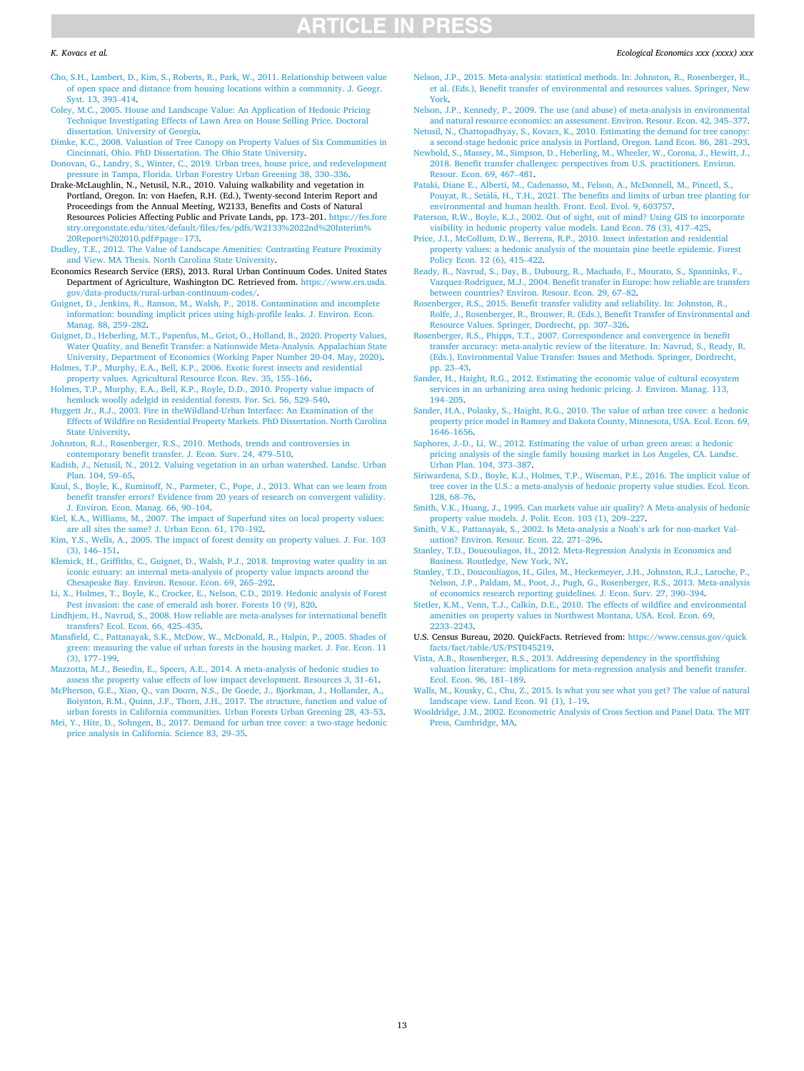Cho, S.H., Lambert, D., Kim, S., Roberts, R., Park, W., 2011. Relationship between value of open space and distance from housing locations within a community. J. Geogr. Syst. 13, 393–414.

Coley, M.C., 2005. House and Landscape Value: An Application of Hedonic Pricing Technique Investigating Effects of Lawn Area on House Selling Price. Doctoral dissertation. University of Georgia.

Dimke, K.C., 2008. Valuation of Tree Canopy on Property Values of Six Communities in Cincinnati, Ohio. PhD Dissertation. The Ohio State University.

Donovan, G., Landry, S., Winter, C., 2019. Urban trees, house price, and redevelopment pressure in Tampa, Florida. Urban Forestry Urban Greening 38, 330–336.

Drake-McLaughlin, N., Netusil, N.R., 2010. Valuing walkability and vegetation in Portland, Oregon. In: von Haefen, R.H. (Ed.), Twenty-second Interim Report and Proceedings from the Annual Meeting, W2133, Benefits and Costs of Natural Resources Policies Affecting Public and Private Lands, pp. 173–201. https://fes.forestry.oregonstate.edu/sites/default/files/fes/pdfs/W2133%2022nd%20Interim%20Report%202010.pdf#page=173.

Dudley, T.E., 2012. The Value of Landscape Amenities: Contrasting Feature Proximity and View. MA Thesis. North Carolina State University.

Economics Research Service (ERS), 2013. Rural Urban Continuum Codes. United States Department of Agriculture, Washington DC. Retrieved from. https://www.ers.usda.gov/data-products/rural-urban-continuum-codes/.

Guignet, D., Jenkins, R., Ranson, M., Walsh, P., 2018. Contamination and incomplete information: bounding implicit prices using high-profile leaks. J. Environ. Econ. Manag. 88, 259–282.

Guignet, D., Heberling, M.T., Papenfus, M., Griot, O., Holland, B., 2020. Property Values, Water Quality, and Benefit Transfer: A Nationwide Meta-Analysis. Appalachian State University, Department of Economics (Working Paper Number 20-04. May, 2020).

Holmes, T.P., Murphy, E.A., Bell, K.P., 2006. Exotic forest insects and residential property values. Agricultural Resource Econ. Rev. 35, 155–166.

Holmes, T.P., Murphy, E.A., Bell, K.P., Royle, D.D., 2010. Property value impacts of hemlock woolly adelgid in residential forests. For. Sci. 56, 529–540.

Huggett Jr., R.J., 2003. Fire in theWildland-Urban Interface: An Examination of the Effects of Wildfire on Residential Property Markets. PhD Dissertation. North Carolina State University.

Johnston, R.J., Rosenberger, R.S., 2010. Methods, trends and controversies in contemporary benefit transfer. J. Econ. Surv. 24, 479–510.

Kadish, J., Netusil, N., 2012. Valuing vegetation in an urban watershed. Landsc. Urban Plan. 104, 59–65.

Kaul, S., Boyle, K., Kuminoff, N., Parmeter, C., Pope, J., 2013. What can we learn from benefit transfer errors? Evidence from 20 years of research on convergent validity. J. Environ. Econ. Manag. 66, 90–104.

Kiel, K.A., Williams, M., 2007. The impact of Superfund sites on local property values: are all sites the same? J. Urban Econ. 61, 170–192.

Kim, Y.S., Wells, A., 2005. The impact of forest density on property values. J. For. 103 (3), 146–151.

Klemick, H., Griffiths, C., Guignet, D., Walsh, P.J., 2018. Improving water quality in an iconic estuary: an internal meta-analysis of property value impacts around the Chesapeake Bay. Environ. Resour. Econ. 69, 265–292.

Li, X., Holmes, T., Boyle, K., Crocker, E., Nelson, C.D., 2019. Hedonic analysis of Forest Pest invasion: the case of emerald ash borer. Forests 10 (9), 820.

Lindhjem, H., Navrud, S., 2008. How reliable are meta-analyses for international benefit transfers? Ecol. Econ. 66, 425–435.

Mansfield, C., Pattanayak, S.K., McDow, W., McDonald, R., Halpin, P., 2005. Shades of green: measuring the value of urban forests in the housing market. J. For. Econ. 11 (3), 177–199.

Mazzotta, M.J., Besedin, E., Speers, A.E., 2014. A meta-analysis of hedonic studies to assess the property value effects of low impact development. Resources 3, 31–61.

McPherson, G.E., Xiao, Q., van Doorn, N.S., De Goede, J., Bjorkman, J., Hollander, A., Boiynton, R.M., Quinn, J.F., Thorn, J.H., 2017. The structure, function and value of urban forests in California communities. Urban Forests Urban Greening 28, 43–53.

Mei, Y., Hite, D., Sohngen, B., 2017. Demand for urban tree cover: a two-stage hedonic price analysis in California. Science 83, 29–35.

Nelson, J.P., 2015. Meta-analysis: statistical methods. In: Johnston, R., Rosenberger, R., et al. (Eds.), Benefit transfer of environmental and resources values. Springer, New York.

Nelson, J.P., Kennedy, P., 2009. The use (and abuse) of meta-analysis in environmental and natural resource economics: an assessment. Environ. Resour. Econ. 42, 345–377.

Netusil, N., Chattopadhyay, S., Kovacs, K., 2010. Estimating the demand for tree canopy: a second-stage hedonic price analysis in Portland, Oregon. Land Econ. 86, 281–293.

Newbold, S., Massey, M., Simpson, D., Heberling, M., Wheeler, W., Corona, J., Hewitt, J., 2018. Benefit transfer challenges: perspectives from U.S. practitioners. Environ. Resour. Econ. 69, 467–481.

Pataki, Diane E., Alberti, M., Cadenasso, M., Felson, A., McDonnell, M., Pincetl, S., Pouyat, R., Setälä, H., T.H., 2021. The benefits and limits of urban tree planting for environmental and human health. Front. Ecol. Evol. 9, 603757.

Paterson, R.W., Boyle, K.J., 2002. Out of sight, out of mind? Using GIS to incorporate visibility in hedonic property value models. Land Econ. 78 (3), 417–425.

Price, J.I., McCollum, D.W., Berrens, R.P., 2010. Insect infestation and residential property values: a hedonic analysis of the mountain pine beetle epidemic. Forest Policy Econ. 12 (6), 415–422.

Ready, R., Navrud, S., Day, B., Dubourg, R., Machado, F., Mourato, S., Spanninks, F., Vazquez-Rodriguez, M.J., 2004. Benefit transfer in Europe: how reliable are transfers between countries? Environ. Resour. Econ. 29, 67–82.

Rosenberger, R.S., 2015. Benefit transfer validity and reliability. In: Johnston, R., Rolfe, J., Rosenberger, R., Brouwer, R. (Eds.), Benefit Transfer of Environmental and Resource Values. Springer, Dordrecht, pp. 307–326.

Rosenberger, R.S., Phipps, T.T., 2007. Correspondence and convergence in benefit transfer accuracy: meta-analytic review of the literature. In: Navrud, S., Ready, R. (Eds.), Environmental Value Transfer: Issues and Methods. Springer, Dordrecht, pp. 23–43.

Sander, H., Haight, R.G., 2012. Estimating the economic value of cultural ecosystem services in an urbanizing area using hedonic pricing. J. Environ. Manag. 113, 194–205.

Sander, H.A., Polasky, S., Haight, R.G., 2010. The value of urban tree cover: a hedonic property price model in Ramsey and Dakota County, Minnesota, USA. Ecol. Econ. 69, 1646–1656.

Saphores, J.-D., Li, W., 2012. Estimating the value of urban green areas: a hedonic pricing analysis of the single family housing market in Los Angeles, CA. Landsc. Urban Plan. 104, 373–387.

Siriwardena, S.D., Boyle, K.J., Holmes, T.P., Wiseman, P.E., 2016. The implicit value of tree cover in the U.S.: a meta-analysis of hedonic property value studies. Ecol. Econ. 128, 68–76.

Smith, V.K., Huang, J., 1995. Can markets value air quality? A Meta-analysis of hedonic property value models. J. Polit. Econ. 103 (1), 209–227.

Smith, V.K., Pattanayak, S., 2002. Is Meta-analysis a Noah's ark for non-market Valuation? Environ. Resour. Econ. 22, 271–296.

Stanley, T.D., Doucouliagos, H., 2012. Meta-Regression Analysis in Economics and Business. Routledge, New York, NY.

Stanley, T.D., Doucouliagos, H., Giles, M., Heckemeyer, J.H., Johnston, R.J., Laroche, P., Nelson, J.P., Paldam, M., Poot, J., Pugh, G., Rosenberger, R.S., 2013. Meta-analysis of economics research reporting guidelines. J. Econ. Surv. 27, 390–394.

Stetler, K.M., Venn, T.J., Calkin, D.E., 2010. The effects of wildfire and environmental amenities on property values in Northwest Montana, USA. Ecol. Econ. 69, 2233–2243.

U.S. Census Bureau, 2020. QuickFacts. Retrieved from: https://www.census.gov/quickfacts/fact/table/US/PST045219.

Vista, A.B., Rosenberger, R.S., 2013. Addressing dependency in the sportfishing valuation literature: implications for meta-regression analysis and benefit transfer. Ecol. Econ. 96, 181–189.

Walls, M., Kousky, C., Chu, Z., 2015. Is what you see what you get? The value of natural landscape view. Land Econ. 91 (1), 1–19.

Wooldridge, J.M., 2002. Econometric Analysis of Cross Section and Panel Data. The MIT Press, Cambridge, MA.